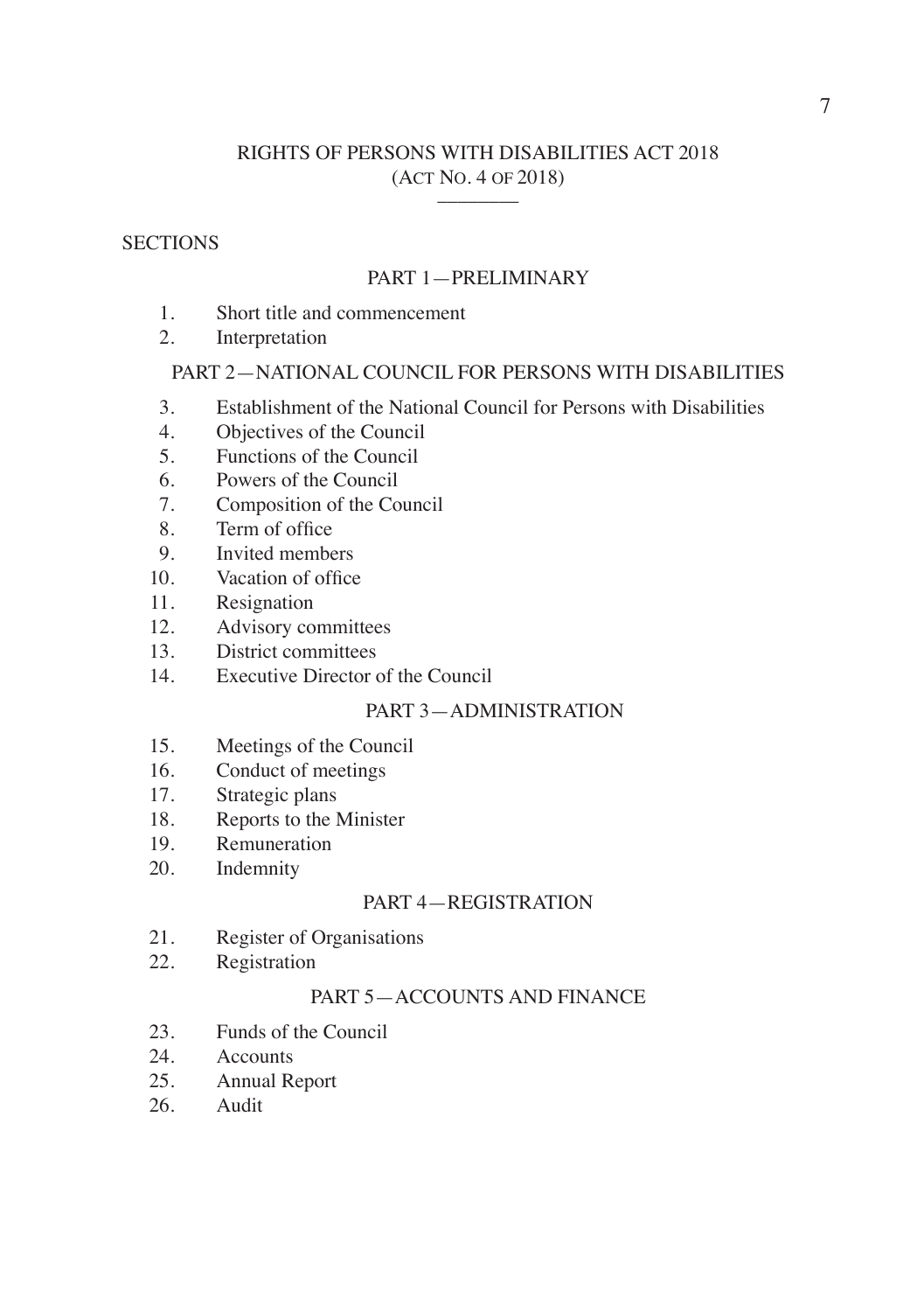# RIGHTS OF PERSONS WITH DISABILITIES ACT 2018
## (ACT NO. 4 OF 2018)

---

SECTIONS

### PART 1—PRELIMINARY

1. Short title and commencement
2. Interpretation

### PART 2—NATIONAL COUNCIL FOR PERSONS WITH DISABILITIES

3. Establishment of the National Council for Persons with Disabilities
4. Objectives of the Council
5. Functions of the Council
6. Powers of the Council
7. Composition of the Council
8. Term of office
9. Invited members
10. Vacation of office
11. Resignation
12. Advisory committees
13. District committees
14. Executive Director of the Council

### PART 3—ADMINISTRATION

15. Meetings of the Council
16. Conduct of meetings
17. Strategic plans
18. Reports to the Minister
19. Remuneration
20. Indemnity

### PART 4—REGISTRATION

21. Register of Organisations
22. Registration

### PART 5—ACCOUNTS AND FINANCE

23. Funds of the Council
24. Accounts
25. Annual Report
26. Audit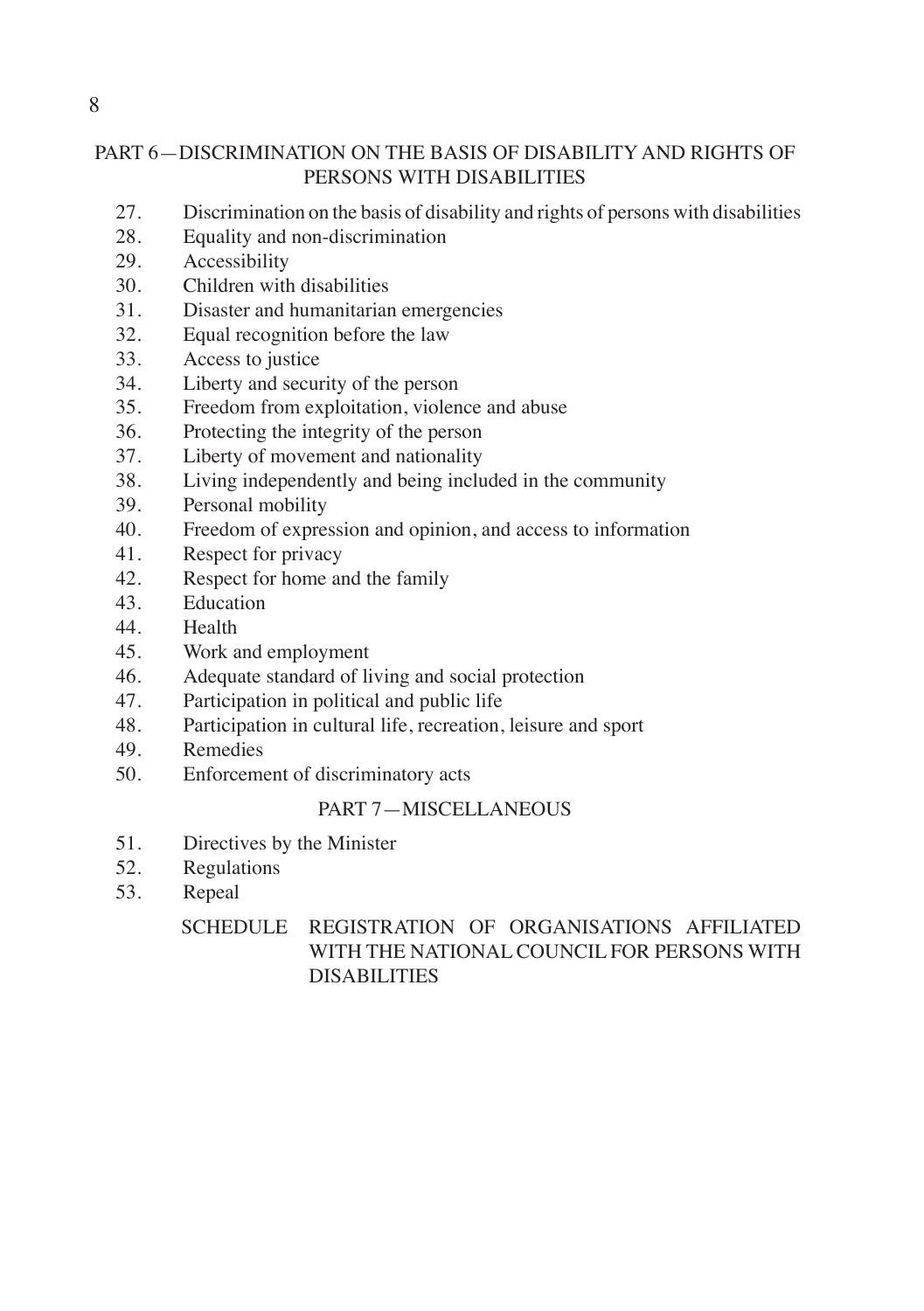## PART 6—DISCRIMINATION ON THE BASIS OF DISABILITY AND RIGHTS OF PERSONS WITH DISABILITIES

27. Discrimination on the basis of disability and rights of persons with disabilities
28. Equality and non-discrimination
29. Accessibility
30. Children with disabilities
31. Disaster and humanitarian emergencies
32. Equal recognition before the law
33. Access to justice
34. Liberty and security of the person
35. Freedom from exploitation, violence and abuse
36. Protecting the integrity of the person
37. Liberty of movement and nationality
38. Living independently and being included in the community
39. Personal mobility
40. Freedom of expression and opinion, and access to information
41. Respect for privacy
42. Respect for home and the family
43. Education
44. Health
45. Work and employment
46. Adequate standard of living and social protection
47. Participation in political and public life
48. Participation in cultural life, recreation, leisure and sport
49. Remedies
50. Enforcement of discriminatory acts

## PART 7—MISCELLANEOUS

51. Directives by the Minister
52. Regulations
53. Repeal

SCHEDULE REGISTRATION OF ORGANISATIONS AFFILIATED WITH THE NATIONAL COUNCIL FOR PERSONS WITH DISABILITIES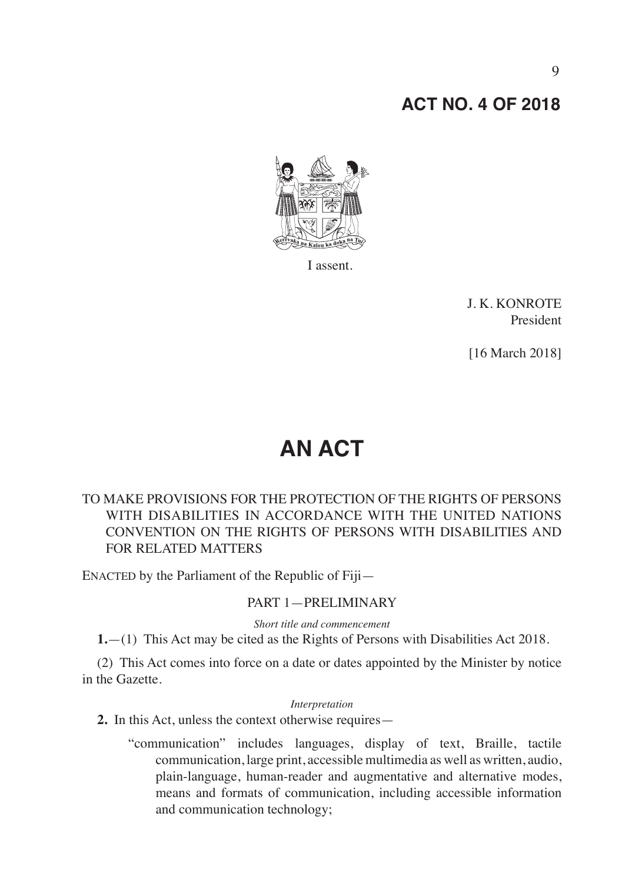# ACT NO. 4 OF 2018

I assent.

J. K. KONROTE
President

[16 March 2018]

# AN ACT

TO MAKE PROVISIONS FOR THE PROTECTION OF THE RIGHTS OF PERSONS WITH DISABILITIES IN ACCORDANCE WITH THE UNITED NATIONS CONVENTION ON THE RIGHTS OF PERSONS WITH DISABILITIES AND FOR RELATED MATTERS

ENACTED by the Parliament of the Republic of Fiji—

## PART 1—PRELIMINARY

*Short title and commencement*

**1.**—(1) This Act may be cited as the Rights of Persons with Disabilities Act 2018.

(2) This Act comes into force on a date or dates appointed by the Minister by notice in the Gazette.

*Interpretation*

**2.** In this Act, unless the context otherwise requires—

"communication" includes languages, display of text, Braille, tactile communication, large print, accessible multimedia as well as written, audio, plain-language, human-reader and augmentative and alternative modes, means and formats of communication, including accessible information and communication technology;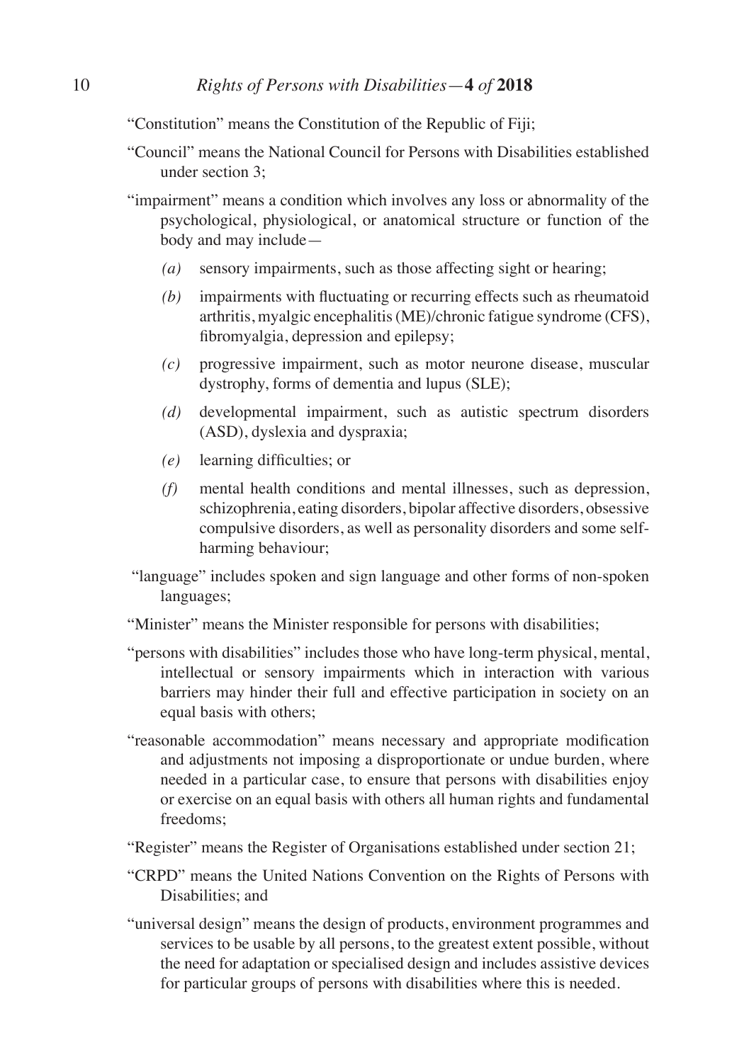"Constitution" means the Constitution of the Republic of Fiji;

"Council" means the National Council for Persons with Disabilities established under section 3;

"impairment" means a condition which involves any loss or abnormality of the psychological, physiological, or anatomical structure or function of the body and may include—

*(a)* sensory impairments, such as those affecting sight or hearing;

*(b)* impairments with fluctuating or recurring effects such as rheumatoid arthritis, myalgic encephalitis (ME)/chronic fatigue syndrome (CFS), fibromyalgia, depression and epilepsy;

*(c)* progressive impairment, such as motor neurone disease, muscular dystrophy, forms of dementia and lupus (SLE);

*(d)* developmental impairment, such as autistic spectrum disorders (ASD), dyslexia and dyspraxia;

*(e)* learning difficulties; or

*(f)* mental health conditions and mental illnesses, such as depression, schizophrenia, eating disorders, bipolar affective disorders, obsessive compulsive disorders, as well as personality disorders and some self-harming behaviour;

"language" includes spoken and sign language and other forms of non-spoken languages;

"Minister" means the Minister responsible for persons with disabilities;

"persons with disabilities" includes those who have long-term physical, mental, intellectual or sensory impairments which in interaction with various barriers may hinder their full and effective participation in society on an equal basis with others;

"reasonable accommodation" means necessary and appropriate modification and adjustments not imposing a disproportionate or undue burden, where needed in a particular case, to ensure that persons with disabilities enjoy or exercise on an equal basis with others all human rights and fundamental freedoms;

"Register" means the Register of Organisations established under section 21;

"CRPD" means the United Nations Convention on the Rights of Persons with Disabilities; and

"universal design" means the design of products, environment programmes and services to be usable by all persons, to the greatest extent possible, without the need for adaptation or specialised design and includes assistive devices for particular groups of persons with disabilities where this is needed.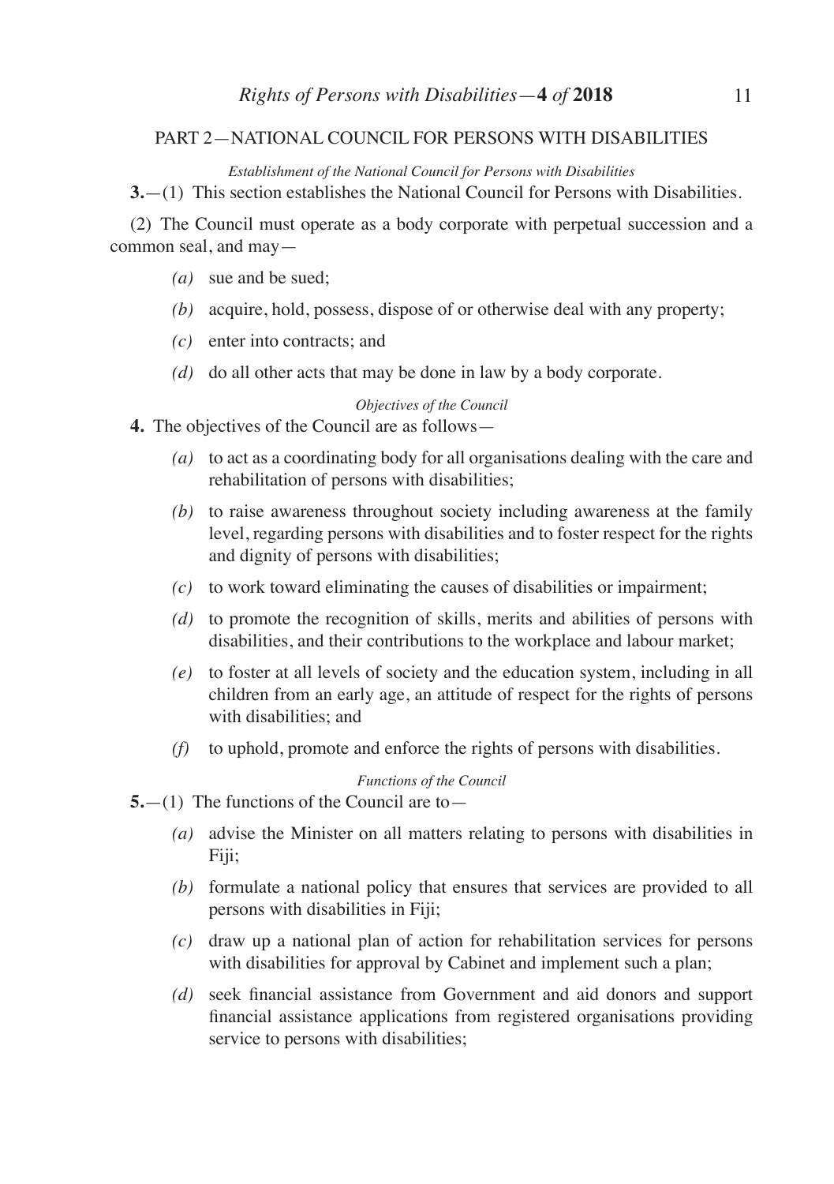## PART 2—NATIONAL COUNCIL FOR PERSONS WITH DISABILITIES

*Establishment of the National Council for Persons with Disabilities*

**3.**—(1) This section establishes the National Council for Persons with Disabilities.

(2) The Council must operate as a body corporate with perpetual succession and a common seal, and may—

- *(a)* sue and be sued;
- *(b)* acquire, hold, possess, dispose of or otherwise deal with any property;
- *(c)* enter into contracts; and
- *(d)* do all other acts that may be done in law by a body corporate.

*Objectives of the Council*

**4.** The objectives of the Council are as follows—

- *(a)* to act as a coordinating body for all organisations dealing with the care and rehabilitation of persons with disabilities;
- *(b)* to raise awareness throughout society including awareness at the family level, regarding persons with disabilities and to foster respect for the rights and dignity of persons with disabilities;
- *(c)* to work toward eliminating the causes of disabilities or impairment;
- *(d)* to promote the recognition of skills, merits and abilities of persons with disabilities, and their contributions to the workplace and labour market;
- *(e)* to foster at all levels of society and the education system, including in all children from an early age, an attitude of respect for the rights of persons with disabilities; and
- *(f)* to uphold, promote and enforce the rights of persons with disabilities.

*Functions of the Council*

**5.**—(1) The functions of the Council are to—

- *(a)* advise the Minister on all matters relating to persons with disabilities in Fiji;
- *(b)* formulate a national policy that ensures that services are provided to all persons with disabilities in Fiji;
- *(c)* draw up a national plan of action for rehabilitation services for persons with disabilities for approval by Cabinet and implement such a plan;
- *(d)* seek financial assistance from Government and aid donors and support financial assistance applications from registered organisations providing service to persons with disabilities;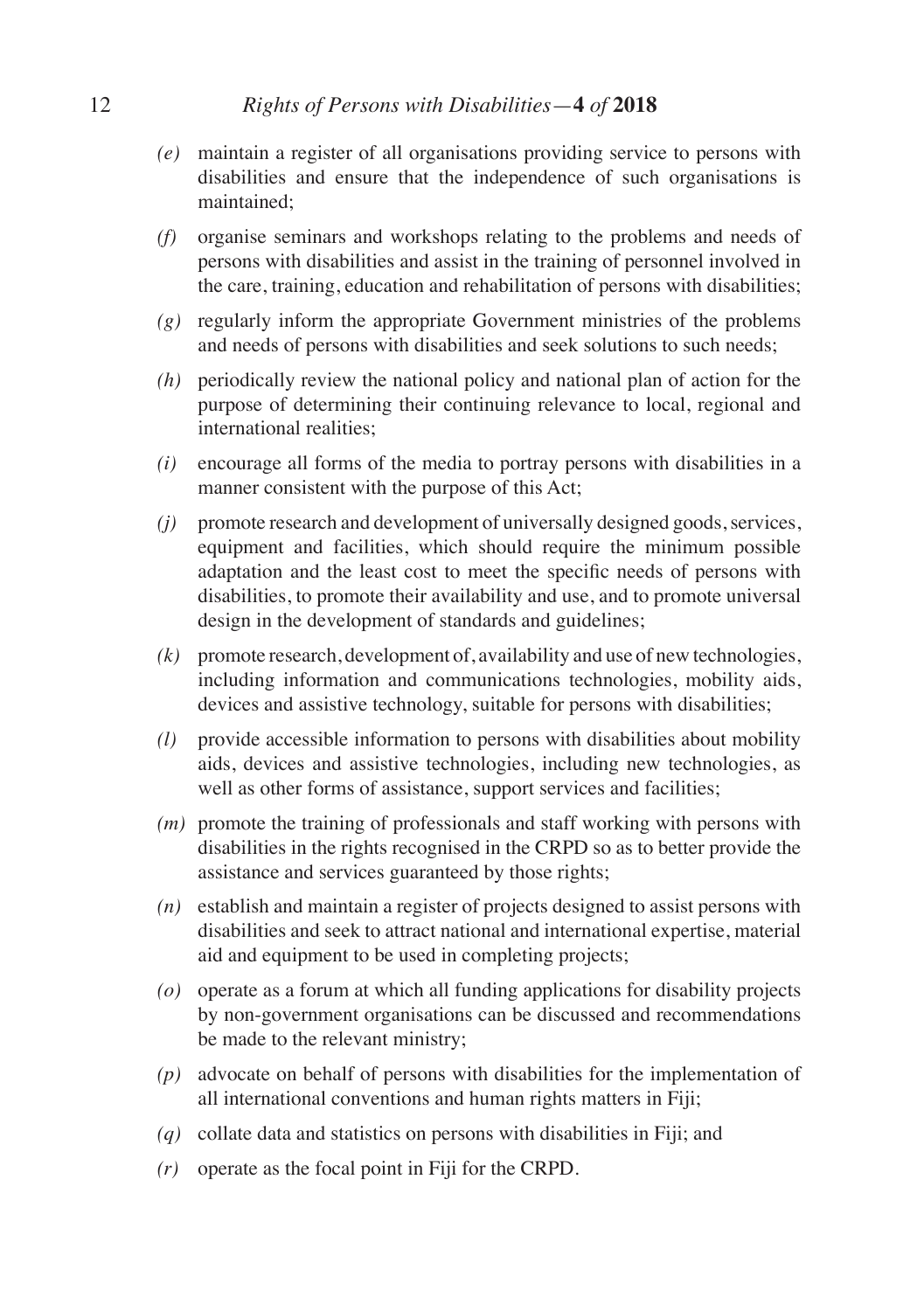- *(e)* maintain a register of all organisations providing service to persons with disabilities and ensure that the independence of such organisations is maintained;
- *(f)* organise seminars and workshops relating to the problems and needs of persons with disabilities and assist in the training of personnel involved in the care, training, education and rehabilitation of persons with disabilities;
- *(g)* regularly inform the appropriate Government ministries of the problems and needs of persons with disabilities and seek solutions to such needs;
- *(h)* periodically review the national policy and national plan of action for the purpose of determining their continuing relevance to local, regional and international realities;
- *(i)* encourage all forms of the media to portray persons with disabilities in a manner consistent with the purpose of this Act;
- *(j)* promote research and development of universally designed goods, services, equipment and facilities, which should require the minimum possible adaptation and the least cost to meet the specific needs of persons with disabilities, to promote their availability and use, and to promote universal design in the development of standards and guidelines;
- *(k)* promote research, development of, availability and use of new technologies, including information and communications technologies, mobility aids, devices and assistive technology, suitable for persons with disabilities;
- *(l)* provide accessible information to persons with disabilities about mobility aids, devices and assistive technologies, including new technologies, as well as other forms of assistance, support services and facilities;
- *(m)* promote the training of professionals and staff working with persons with disabilities in the rights recognised in the CRPD so as to better provide the assistance and services guaranteed by those rights;
- *(n)* establish and maintain a register of projects designed to assist persons with disabilities and seek to attract national and international expertise, material aid and equipment to be used in completing projects;
- *(o)* operate as a forum at which all funding applications for disability projects by non-government organisations can be discussed and recommendations be made to the relevant ministry;
- *(p)* advocate on behalf of persons with disabilities for the implementation of all international conventions and human rights matters in Fiji;
- *(q)* collate data and statistics on persons with disabilities in Fiji; and
- *(r)* operate as the focal point in Fiji for the CRPD.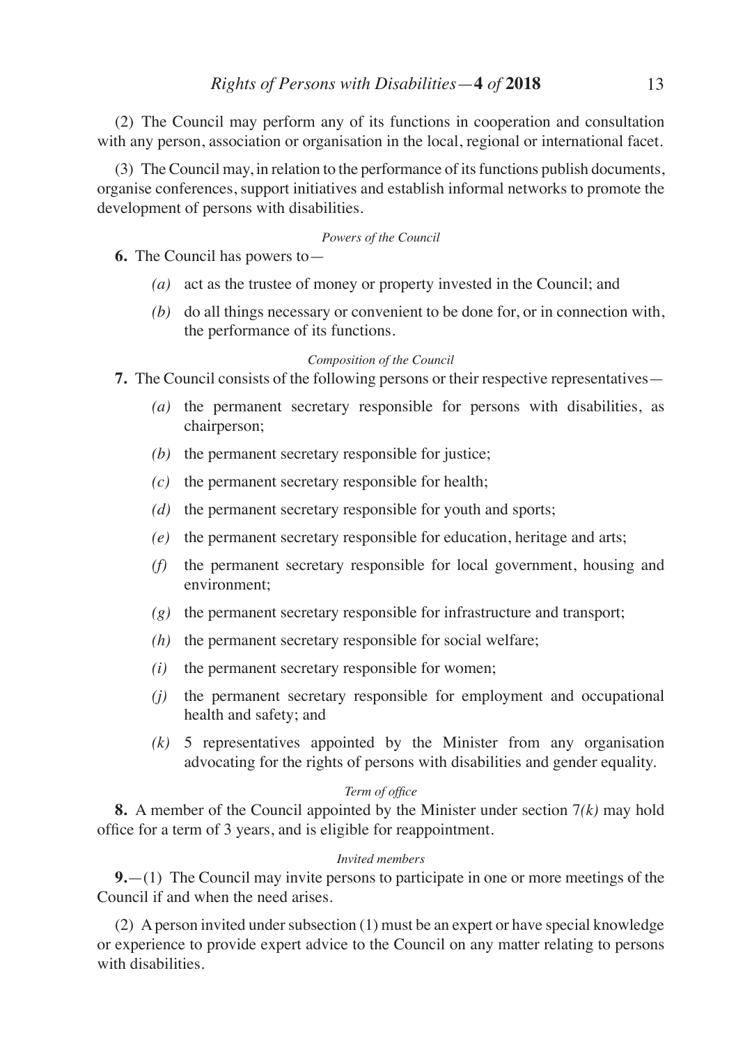(2) The Council may perform any of its functions in cooperation and consultation with any person, association or organisation in the local, regional or international facet.

(3) The Council may, in relation to the performance of its functions publish documents, organise conferences, support initiatives and establish informal networks to promote the development of persons with disabilities.

*Powers of the Council*

**6.** The Council has powers to—

*(a)* act as the trustee of money or property invested in the Council; and

*(b)* do all things necessary or convenient to be done for, or in connection with, the performance of its functions.

*Composition of the Council*

**7.** The Council consists of the following persons or their respective representatives—

*(a)* the permanent secretary responsible for persons with disabilities, as chairperson;

*(b)* the permanent secretary responsible for justice;

*(c)* the permanent secretary responsible for health;

*(d)* the permanent secretary responsible for youth and sports;

*(e)* the permanent secretary responsible for education, heritage and arts;

*(f)* the permanent secretary responsible for local government, housing and environment;

*(g)* the permanent secretary responsible for infrastructure and transport;

*(h)* the permanent secretary responsible for social welfare;

*(i)* the permanent secretary responsible for women;

*(j)* the permanent secretary responsible for employment and occupational health and safety; and

*(k)* 5 representatives appointed by the Minister from any organisation advocating for the rights of persons with disabilities and gender equality.

*Term of office*

**8.** A member of the Council appointed by the Minister under section 7*(k)* may hold office for a term of 3 years, and is eligible for reappointment.

*Invited members*

**9.**—(1) The Council may invite persons to participate in one or more meetings of the Council if and when the need arises.

(2) A person invited under subsection (1) must be an expert or have special knowledge or experience to provide expert advice to the Council on any matter relating to persons with disabilities.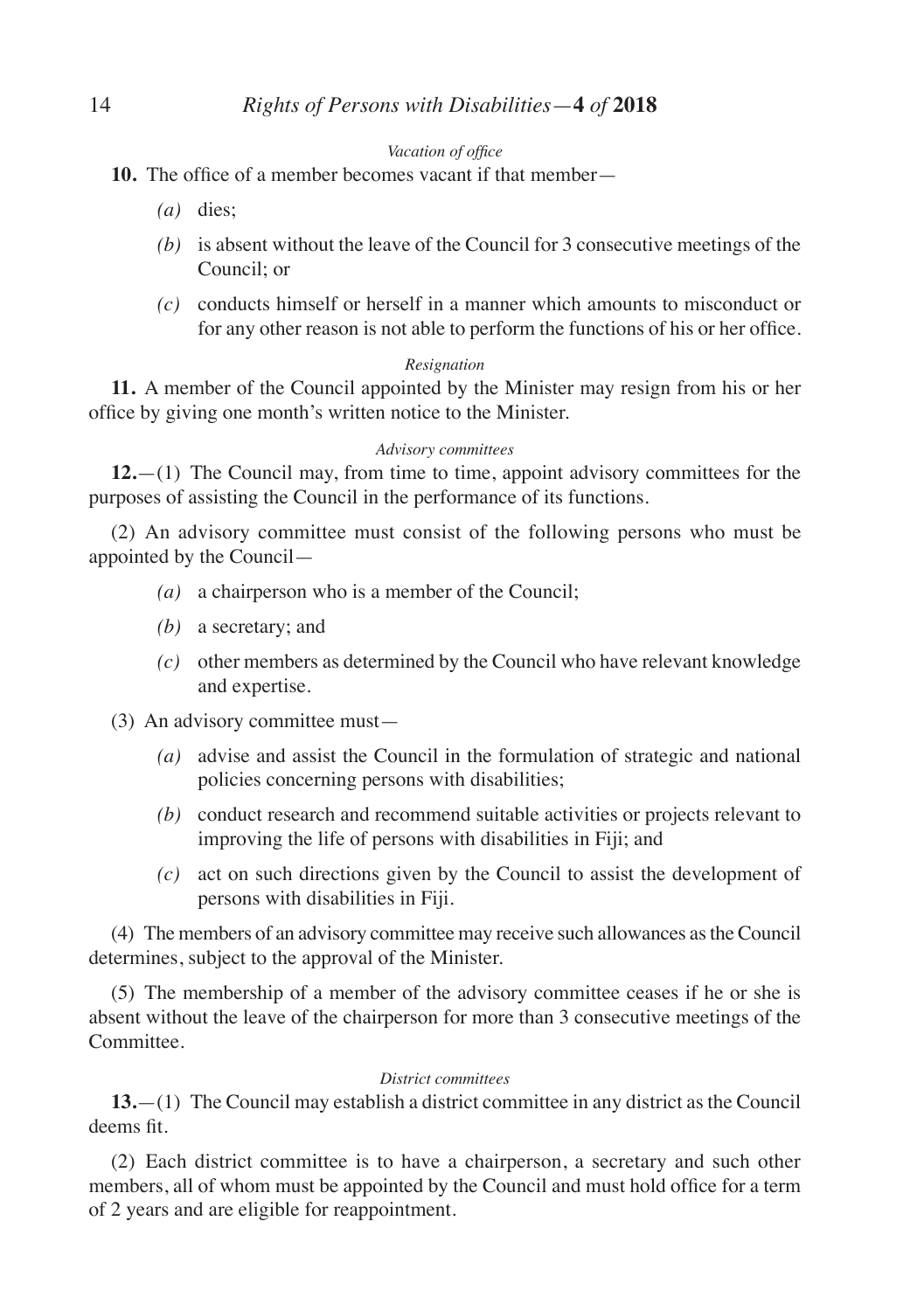*Vacation of office*

**10.** The office of a member becomes vacant if that member—

*(a)* dies;

*(b)* is absent without the leave of the Council for 3 consecutive meetings of the Council; or

*(c)* conducts himself or herself in a manner which amounts to misconduct or for any other reason is not able to perform the functions of his or her office.

*Resignation*

**11.** A member of the Council appointed by the Minister may resign from his or her office by giving one month's written notice to the Minister.

*Advisory committees*

**12.**—(1) The Council may, from time to time, appoint advisory committees for the purposes of assisting the Council in the performance of its functions.

(2) An advisory committee must consist of the following persons who must be appointed by the Council—

*(a)* a chairperson who is a member of the Council;

*(b)* a secretary; and

*(c)* other members as determined by the Council who have relevant knowledge and expertise.

(3) An advisory committee must—

*(a)* advise and assist the Council in the formulation of strategic and national policies concerning persons with disabilities;

*(b)* conduct research and recommend suitable activities or projects relevant to improving the life of persons with disabilities in Fiji; and

*(c)* act on such directions given by the Council to assist the development of persons with disabilities in Fiji.

(4) The members of an advisory committee may receive such allowances as the Council determines, subject to the approval of the Minister.

(5) The membership of a member of the advisory committee ceases if he or she is absent without the leave of the chairperson for more than 3 consecutive meetings of the Committee.

*District committees*

**13.**—(1) The Council may establish a district committee in any district as the Council deems fit.

(2) Each district committee is to have a chairperson, a secretary and such other members, all of whom must be appointed by the Council and must hold office for a term of 2 years and are eligible for reappointment.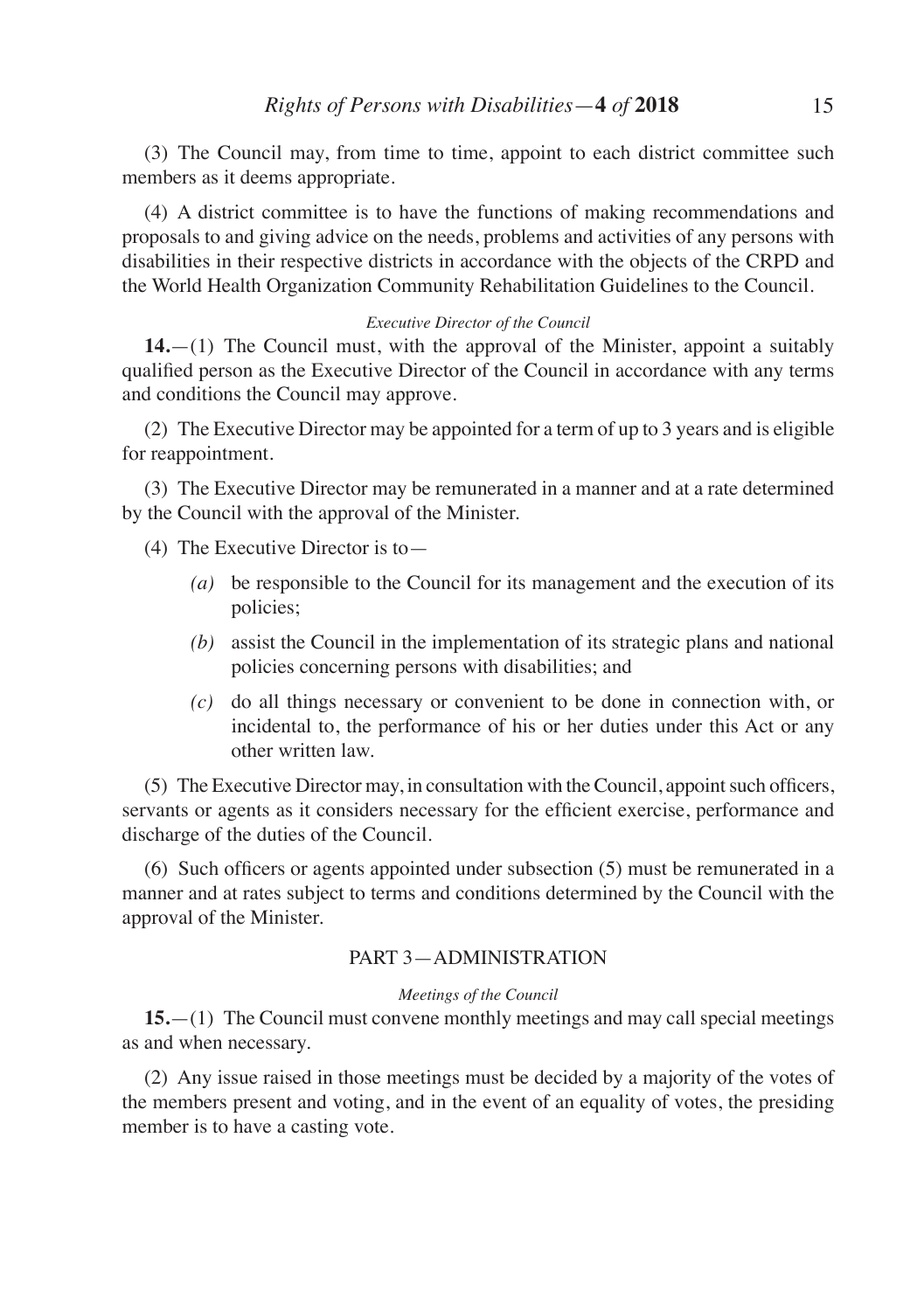(3) The Council may, from time to time, appoint to each district committee such members as it deems appropriate.

(4) A district committee is to have the functions of making recommendations and proposals to and giving advice on the needs, problems and activities of any persons with disabilities in their respective districts in accordance with the objects of the CRPD and the World Health Organization Community Rehabilitation Guidelines to the Council.

*Executive Director of the Council*

**14.**—(1) The Council must, with the approval of the Minister, appoint a suitably qualified person as the Executive Director of the Council in accordance with any terms and conditions the Council may approve.

(2) The Executive Director may be appointed for a term of up to 3 years and is eligible for reappointment.

(3) The Executive Director may be remunerated in a manner and at a rate determined by the Council with the approval of the Minister.

(4) The Executive Director is to—

*(a)* be responsible to the Council for its management and the execution of its policies;

*(b)* assist the Council in the implementation of its strategic plans and national policies concerning persons with disabilities; and

*(c)* do all things necessary or convenient to be done in connection with, or incidental to, the performance of his or her duties under this Act or any other written law.

(5) The Executive Director may, in consultation with the Council, appoint such officers, servants or agents as it considers necessary for the efficient exercise, performance and discharge of the duties of the Council.

(6) Such officers or agents appointed under subsection (5) must be remunerated in a manner and at rates subject to terms and conditions determined by the Council with the approval of the Minister.

## PART 3—ADMINISTRATION

*Meetings of the Council*

**15.**—(1) The Council must convene monthly meetings and may call special meetings as and when necessary.

(2) Any issue raised in those meetings must be decided by a majority of the votes of the members present and voting, and in the event of an equality of votes, the presiding member is to have a casting vote.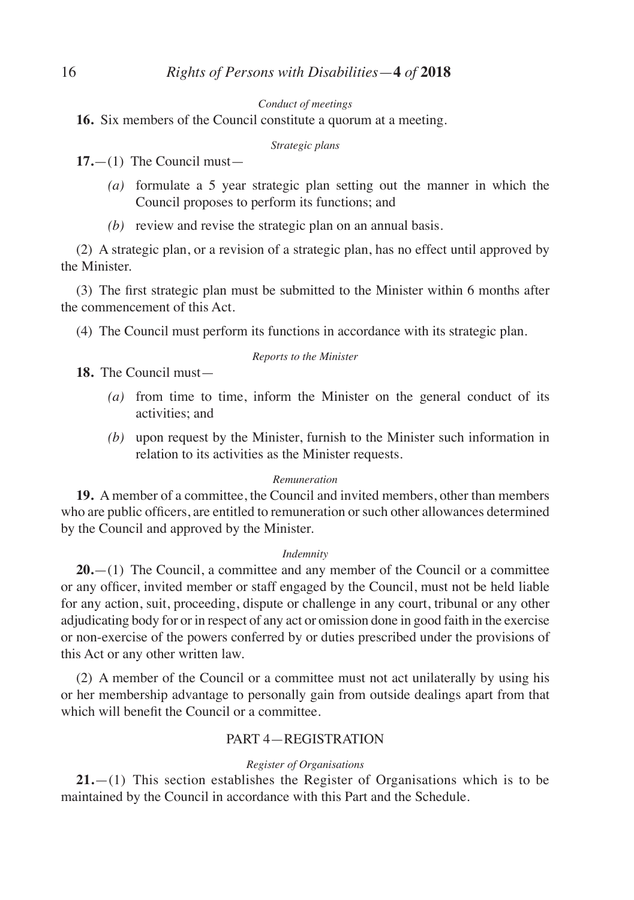*Conduct of meetings*

**16.** Six members of the Council constitute a quorum at a meeting.

*Strategic plans*

**17.**—(1) The Council must—

- *(a)* formulate a 5 year strategic plan setting out the manner in which the Council proposes to perform its functions; and
- *(b)* review and revise the strategic plan on an annual basis.

(2) A strategic plan, or a revision of a strategic plan, has no effect until approved by the Minister.

(3) The first strategic plan must be submitted to the Minister within 6 months after the commencement of this Act.

(4) The Council must perform its functions in accordance with its strategic plan.

*Reports to the Minister*

**18.** The Council must—

- *(a)* from time to time, inform the Minister on the general conduct of its activities; and
- *(b)* upon request by the Minister, furnish to the Minister such information in relation to its activities as the Minister requests.

*Remuneration*

**19.** A member of a committee, the Council and invited members, other than members who are public officers, are entitled to remuneration or such other allowances determined by the Council and approved by the Minister.

*Indemnity*

**20.**—(1) The Council, a committee and any member of the Council or a committee or any officer, invited member or staff engaged by the Council, must not be held liable for any action, suit, proceeding, dispute or challenge in any court, tribunal or any other adjudicating body for or in respect of any act or omission done in good faith in the exercise or non-exercise of the powers conferred by or duties prescribed under the provisions of this Act or any other written law.

(2) A member of the Council or a committee must not act unilaterally by using his or her membership advantage to personally gain from outside dealings apart from that which will benefit the Council or a committee.

## PART 4—REGISTRATION

*Register of Organisations*

**21.**—(1) This section establishes the Register of Organisations which is to be maintained by the Council in accordance with this Part and the Schedule.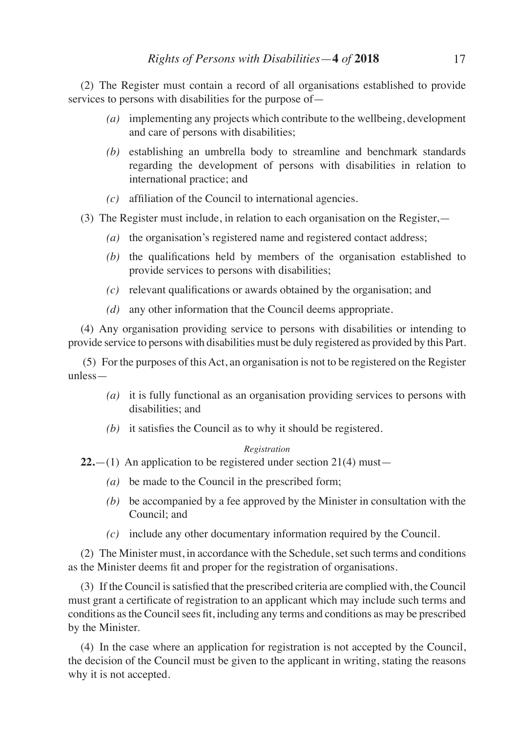(2) The Register must contain a record of all organisations established to provide services to persons with disabilities for the purpose of—

- *(a)* implementing any projects which contribute to the wellbeing, development and care of persons with disabilities;
- *(b)* establishing an umbrella body to streamline and benchmark standards regarding the development of persons with disabilities in relation to international practice; and
- *(c)* affiliation of the Council to international agencies.

(3) The Register must include, in relation to each organisation on the Register,—

- *(a)* the organisation's registered name and registered contact address;
- *(b)* the qualifications held by members of the organisation established to provide services to persons with disabilities;
- *(c)* relevant qualifications or awards obtained by the organisation; and
- *(d)* any other information that the Council deems appropriate.

(4) Any organisation providing service to persons with disabilities or intending to provide service to persons with disabilities must be duly registered as provided by this Part.

(5) For the purposes of this Act, an organisation is not to be registered on the Register unless—

- *(a)* it is fully functional as an organisation providing services to persons with disabilities; and
- *(b)* it satisfies the Council as to why it should be registered.

*Registration*

**22.**—(1) An application to be registered under section 21(4) must—

- *(a)* be made to the Council in the prescribed form;
- *(b)* be accompanied by a fee approved by the Minister in consultation with the Council; and
- *(c)* include any other documentary information required by the Council.

(2) The Minister must, in accordance with the Schedule, set such terms and conditions as the Minister deems fit and proper for the registration of organisations.

(3) If the Council is satisfied that the prescribed criteria are complied with, the Council must grant a certificate of registration to an applicant which may include such terms and conditions as the Council sees fit, including any terms and conditions as may be prescribed by the Minister.

(4) In the case where an application for registration is not accepted by the Council, the decision of the Council must be given to the applicant in writing, stating the reasons why it is not accepted.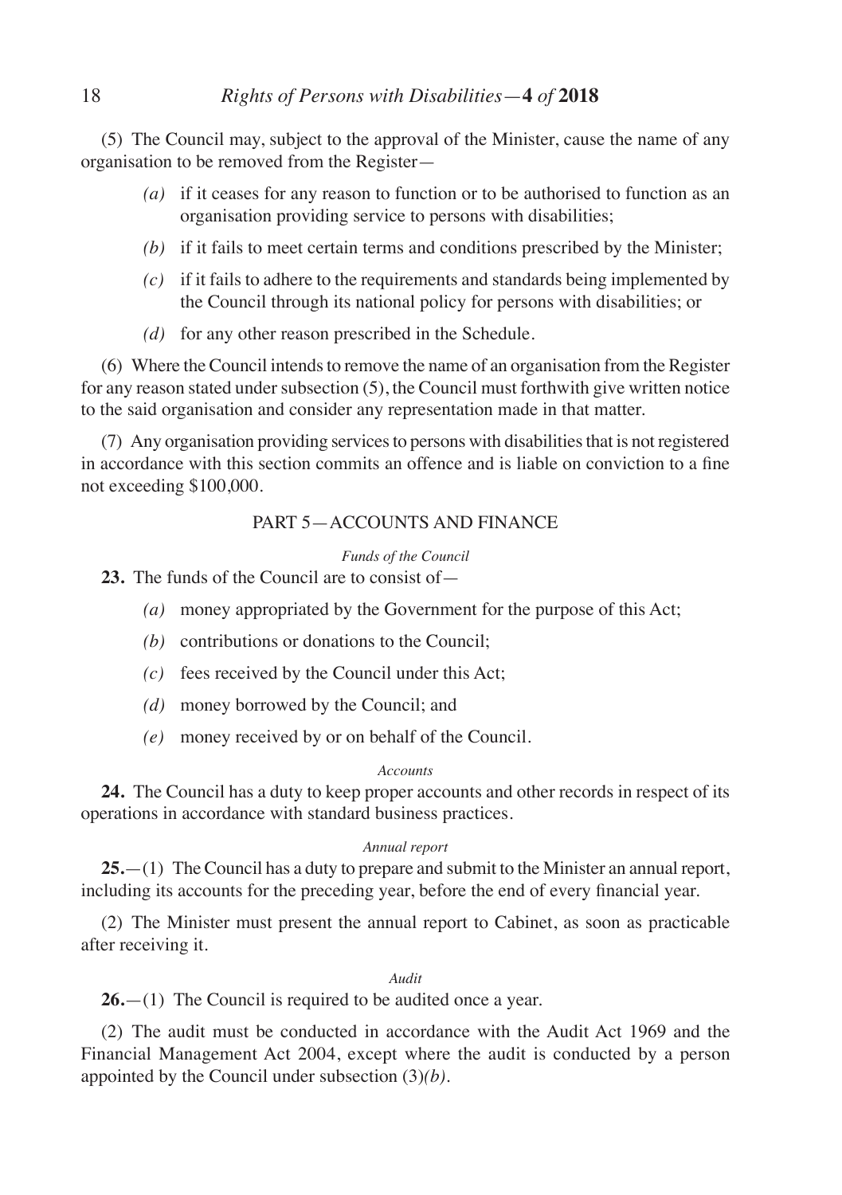(5) The Council may, subject to the approval of the Minister, cause the name of any organisation to be removed from the Register—

*(a)* if it ceases for any reason to function or to be authorised to function as an organisation providing service to persons with disabilities;

*(b)* if it fails to meet certain terms and conditions prescribed by the Minister;

*(c)* if it fails to adhere to the requirements and standards being implemented by the Council through its national policy for persons with disabilities; or

*(d)* for any other reason prescribed in the Schedule.

(6) Where the Council intends to remove the name of an organisation from the Register for any reason stated under subsection (5), the Council must forthwith give written notice to the said organisation and consider any representation made in that matter.

(7) Any organisation providing services to persons with disabilities that is not registered in accordance with this section commits an offence and is liable on conviction to a fine not exceeding $100,000.

## PART 5—ACCOUNTS AND FINANCE

*Funds of the Council*

**23.** The funds of the Council are to consist of—

*(a)* money appropriated by the Government for the purpose of this Act;

*(b)* contributions or donations to the Council;

*(c)* fees received by the Council under this Act;

*(d)* money borrowed by the Council; and

*(e)* money received by or on behalf of the Council.

*Accounts*

**24.** The Council has a duty to keep proper accounts and other records in respect of its operations in accordance with standard business practices.

*Annual report*

**25.**—(1) The Council has a duty to prepare and submit to the Minister an annual report, including its accounts for the preceding year, before the end of every financial year.

(2) The Minister must present the annual report to Cabinet, as soon as practicable after receiving it.

*Audit*

**26.**—(1) The Council is required to be audited once a year.

(2) The audit must be conducted in accordance with the Audit Act 1969 and the Financial Management Act 2004, except where the audit is conducted by a person appointed by the Council under subsection (3)*(b)*.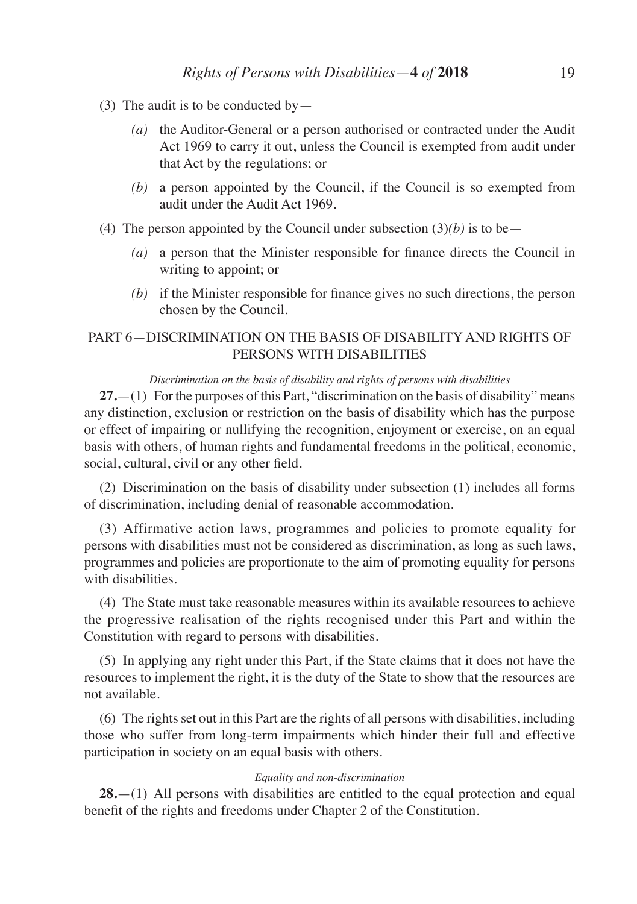(3) The audit is to be conducted by—

*(a)* the Auditor-General or a person authorised or contracted under the Audit Act 1969 to carry it out, unless the Council is exempted from audit under that Act by the regulations; or

*(b)* a person appointed by the Council, if the Council is so exempted from audit under the Audit Act 1969.

(4) The person appointed by the Council under subsection (3)*(b)* is to be—

*(a)* a person that the Minister responsible for finance directs the Council in writing to appoint; or

*(b)* if the Minister responsible for finance gives no such directions, the person chosen by the Council.

## PART 6—DISCRIMINATION ON THE BASIS OF DISABILITY AND RIGHTS OF PERSONS WITH DISABILITIES

*Discrimination on the basis of disability and rights of persons with disabilities*

**27.**—(1) For the purposes of this Part, "discrimination on the basis of disability" means any distinction, exclusion or restriction on the basis of disability which has the purpose or effect of impairing or nullifying the recognition, enjoyment or exercise, on an equal basis with others, of human rights and fundamental freedoms in the political, economic, social, cultural, civil or any other field.

(2) Discrimination on the basis of disability under subsection (1) includes all forms of discrimination, including denial of reasonable accommodation.

(3) Affirmative action laws, programmes and policies to promote equality for persons with disabilities must not be considered as discrimination, as long as such laws, programmes and policies are proportionate to the aim of promoting equality for persons with disabilities.

(4) The State must take reasonable measures within its available resources to achieve the progressive realisation of the rights recognised under this Part and within the Constitution with regard to persons with disabilities.

(5) In applying any right under this Part, if the State claims that it does not have the resources to implement the right, it is the duty of the State to show that the resources are not available.

(6) The rights set out in this Part are the rights of all persons with disabilities, including those who suffer from long-term impairments which hinder their full and effective participation in society on an equal basis with others.

*Equality and non-discrimination*

**28.**—(1) All persons with disabilities are entitled to the equal protection and equal benefit of the rights and freedoms under Chapter 2 of the Constitution.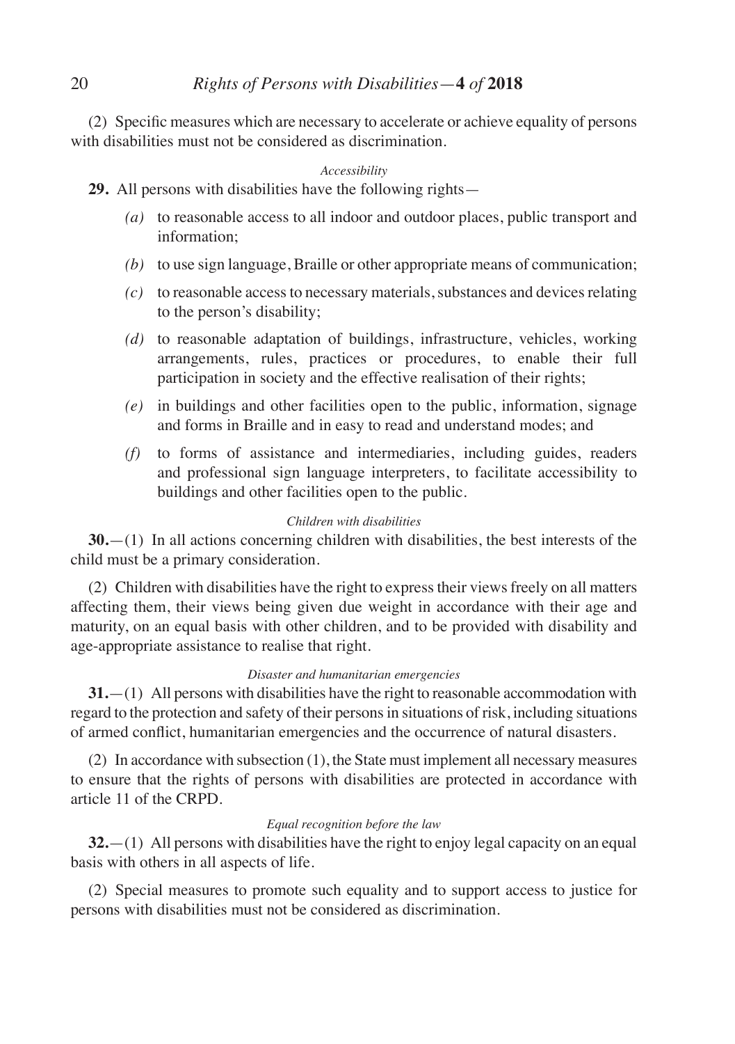(2) Specific measures which are necessary to accelerate or achieve equality of persons with disabilities must not be considered as discrimination.

*Accessibility*

**29.** All persons with disabilities have the following rights—

*(a)* to reasonable access to all indoor and outdoor places, public transport and information;

*(b)* to use sign language, Braille or other appropriate means of communication;

*(c)* to reasonable access to necessary materials, substances and devices relating to the person's disability;

*(d)* to reasonable adaptation of buildings, infrastructure, vehicles, working arrangements, rules, practices or procedures, to enable their full participation in society and the effective realisation of their rights;

*(e)* in buildings and other facilities open to the public, information, signage and forms in Braille and in easy to read and understand modes; and

*(f)* to forms of assistance and intermediaries, including guides, readers and professional sign language interpreters, to facilitate accessibility to buildings and other facilities open to the public.

*Children with disabilities*

**30.**—(1) In all actions concerning children with disabilities, the best interests of the child must be a primary consideration.

(2) Children with disabilities have the right to express their views freely on all matters affecting them, their views being given due weight in accordance with their age and maturity, on an equal basis with other children, and to be provided with disability and age-appropriate assistance to realise that right.

*Disaster and humanitarian emergencies*

**31.**—(1) All persons with disabilities have the right to reasonable accommodation with regard to the protection and safety of their persons in situations of risk, including situations of armed conflict, humanitarian emergencies and the occurrence of natural disasters.

(2) In accordance with subsection (1), the State must implement all necessary measures to ensure that the rights of persons with disabilities are protected in accordance with article 11 of the CRPD.

*Equal recognition before the law*

**32.**—(1) All persons with disabilities have the right to enjoy legal capacity on an equal basis with others in all aspects of life.

(2) Special measures to promote such equality and to support access to justice for persons with disabilities must not be considered as discrimination.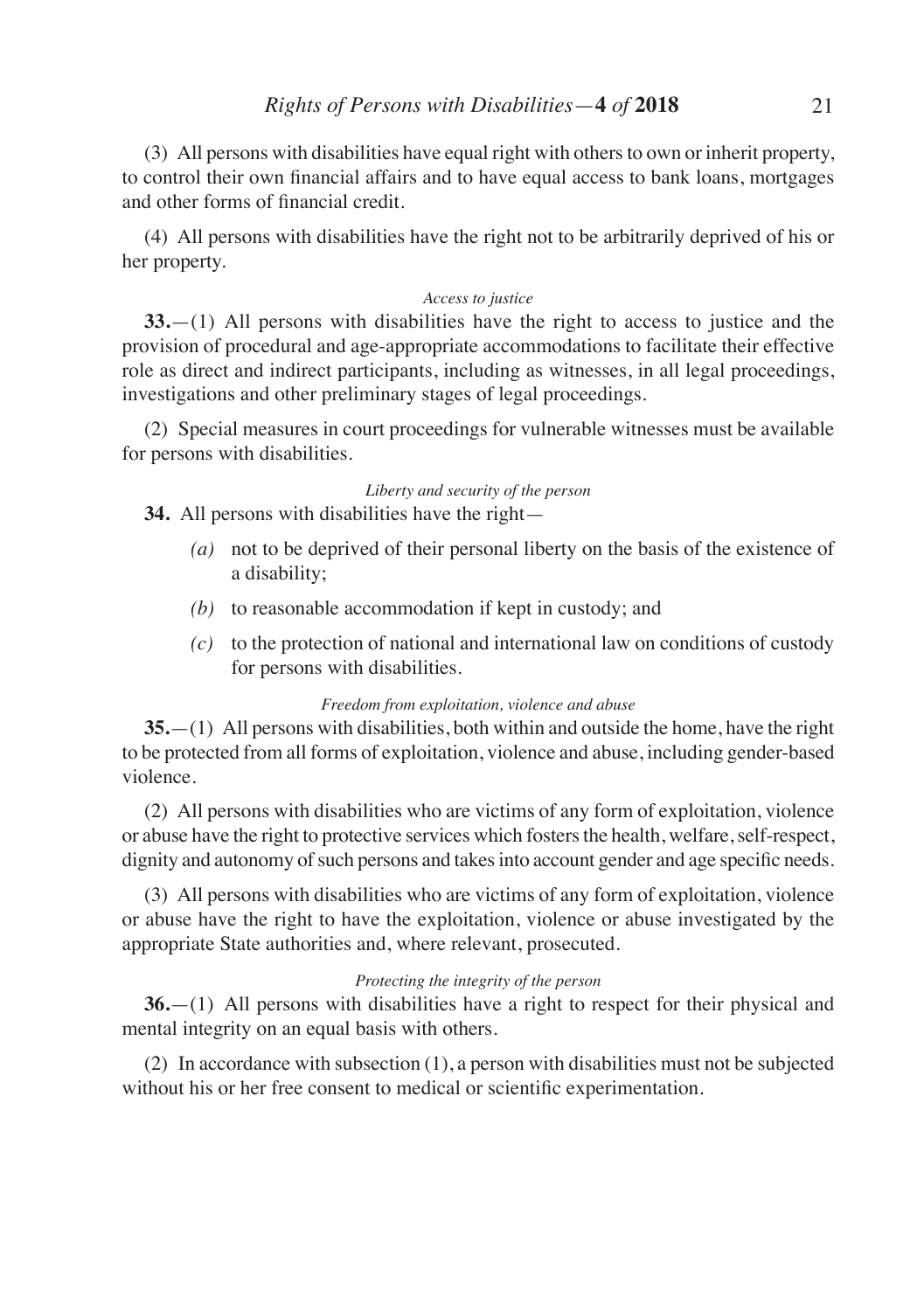(3) All persons with disabilities have equal right with others to own or inherit property, to control their own financial affairs and to have equal access to bank loans, mortgages and other forms of financial credit.

(4) All persons with disabilities have the right not to be arbitrarily deprived of his or her property.

*Access to justice*

**33.**—(1) All persons with disabilities have the right to access to justice and the provision of procedural and age-appropriate accommodations to facilitate their effective role as direct and indirect participants, including as witnesses, in all legal proceedings, investigations and other preliminary stages of legal proceedings.

(2) Special measures in court proceedings for vulnerable witnesses must be available for persons with disabilities.

*Liberty and security of the person*

**34.** All persons with disabilities have the right—

*(a)* not to be deprived of their personal liberty on the basis of the existence of a disability;

*(b)* to reasonable accommodation if kept in custody; and

*(c)* to the protection of national and international law on conditions of custody for persons with disabilities.

*Freedom from exploitation, violence and abuse*

**35.**—(1) All persons with disabilities, both within and outside the home, have the right to be protected from all forms of exploitation, violence and abuse, including gender-based violence.

(2) All persons with disabilities who are victims of any form of exploitation, violence or abuse have the right to protective services which fosters the health, welfare, self-respect, dignity and autonomy of such persons and takes into account gender and age specific needs.

(3) All persons with disabilities who are victims of any form of exploitation, violence or abuse have the right to have the exploitation, violence or abuse investigated by the appropriate State authorities and, where relevant, prosecuted.

*Protecting the integrity of the person*

**36.**—(1) All persons with disabilities have a right to respect for their physical and mental integrity on an equal basis with others.

(2) In accordance with subsection (1), a person with disabilities must not be subjected without his or her free consent to medical or scientific experimentation.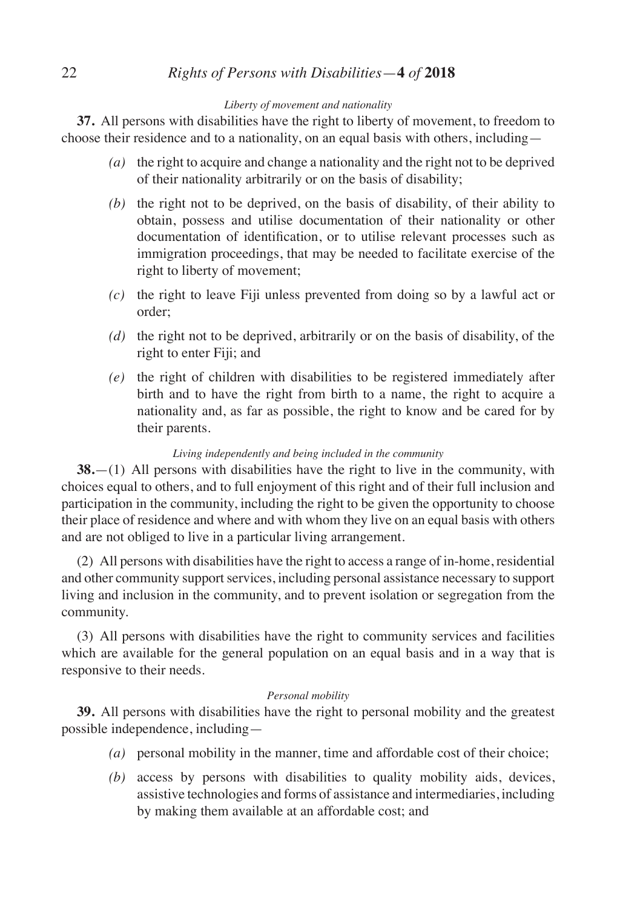*Liberty of movement and nationality*

**37.** All persons with disabilities have the right to liberty of movement, to freedom to choose their residence and to a nationality, on an equal basis with others, including—

- *(a)* the right to acquire and change a nationality and the right not to be deprived of their nationality arbitrarily or on the basis of disability;
- *(b)* the right not to be deprived, on the basis of disability, of their ability to obtain, possess and utilise documentation of their nationality or other documentation of identification, or to utilise relevant processes such as immigration proceedings, that may be needed to facilitate exercise of the right to liberty of movement;
- *(c)* the right to leave Fiji unless prevented from doing so by a lawful act or order;
- *(d)* the right not to be deprived, arbitrarily or on the basis of disability, of the right to enter Fiji; and
- *(e)* the right of children with disabilities to be registered immediately after birth and to have the right from birth to a name, the right to acquire a nationality and, as far as possible, the right to know and be cared for by their parents.

*Living independently and being included in the community*

**38.**—(1) All persons with disabilities have the right to live in the community, with choices equal to others, and to full enjoyment of this right and of their full inclusion and participation in the community, including the right to be given the opportunity to choose their place of residence and where and with whom they live on an equal basis with others and are not obliged to live in a particular living arrangement.

(2) All persons with disabilities have the right to access a range of in-home, residential and other community support services, including personal assistance necessary to support living and inclusion in the community, and to prevent isolation or segregation from the community.

(3) All persons with disabilities have the right to community services and facilities which are available for the general population on an equal basis and in a way that is responsive to their needs.

*Personal mobility*

**39.** All persons with disabilities have the right to personal mobility and the greatest possible independence, including—

- *(a)* personal mobility in the manner, time and affordable cost of their choice;
- *(b)* access by persons with disabilities to quality mobility aids, devices, assistive technologies and forms of assistance and intermediaries, including by making them available at an affordable cost; and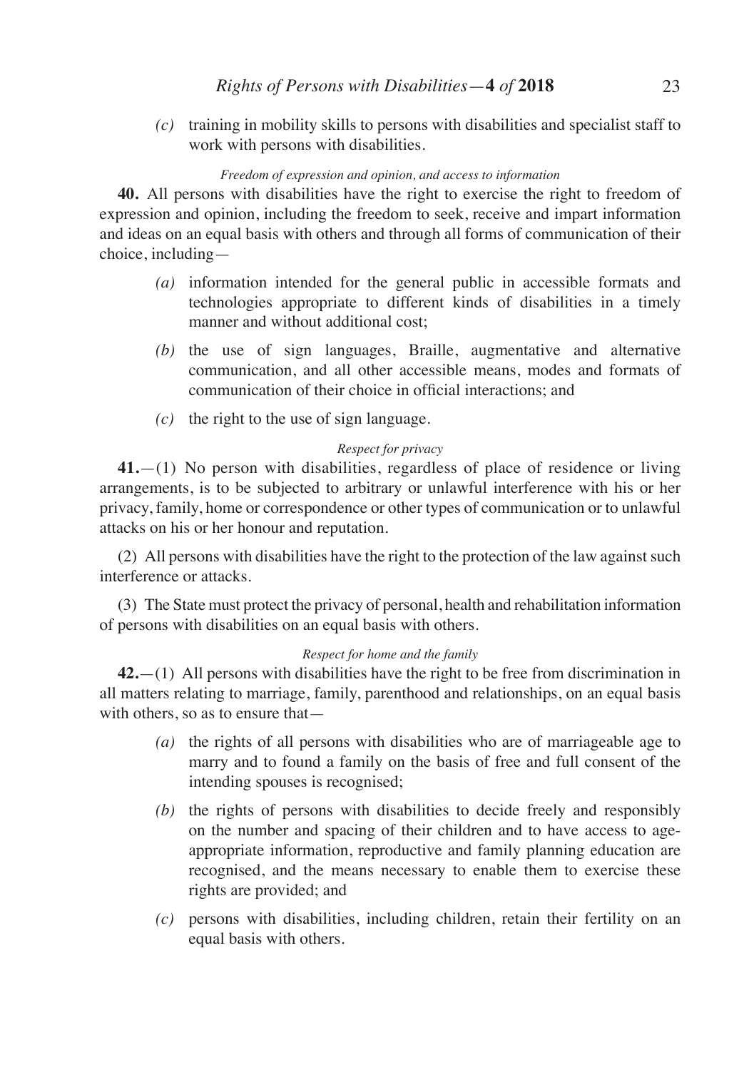*(c)* training in mobility skills to persons with disabilities and specialist staff to work with persons with disabilities.

*Freedom of expression and opinion, and access to information*

**40.** All persons with disabilities have the right to exercise the right to freedom of expression and opinion, including the freedom to seek, receive and impart information and ideas on an equal basis with others and through all forms of communication of their choice, including—

*(a)* information intended for the general public in accessible formats and technologies appropriate to different kinds of disabilities in a timely manner and without additional cost;

*(b)* the use of sign languages, Braille, augmentative and alternative communication, and all other accessible means, modes and formats of communication of their choice in official interactions; and

*(c)* the right to the use of sign language.

*Respect for privacy*

**41.**—(1) No person with disabilities, regardless of place of residence or living arrangements, is to be subjected to arbitrary or unlawful interference with his or her privacy, family, home or correspondence or other types of communication or to unlawful attacks on his or her honour and reputation.

(2) All persons with disabilities have the right to the protection of the law against such interference or attacks.

(3) The State must protect the privacy of personal, health and rehabilitation information of persons with disabilities on an equal basis with others.

*Respect for home and the family*

**42.**—(1) All persons with disabilities have the right to be free from discrimination in all matters relating to marriage, family, parenthood and relationships, on an equal basis with others, so as to ensure that—

*(a)* the rights of all persons with disabilities who are of marriageable age to marry and to found a family on the basis of free and full consent of the intending spouses is recognised;

*(b)* the rights of persons with disabilities to decide freely and responsibly on the number and spacing of their children and to have access to age-appropriate information, reproductive and family planning education are recognised, and the means necessary to enable them to exercise these rights are provided; and

*(c)* persons with disabilities, including children, retain their fertility on an equal basis with others.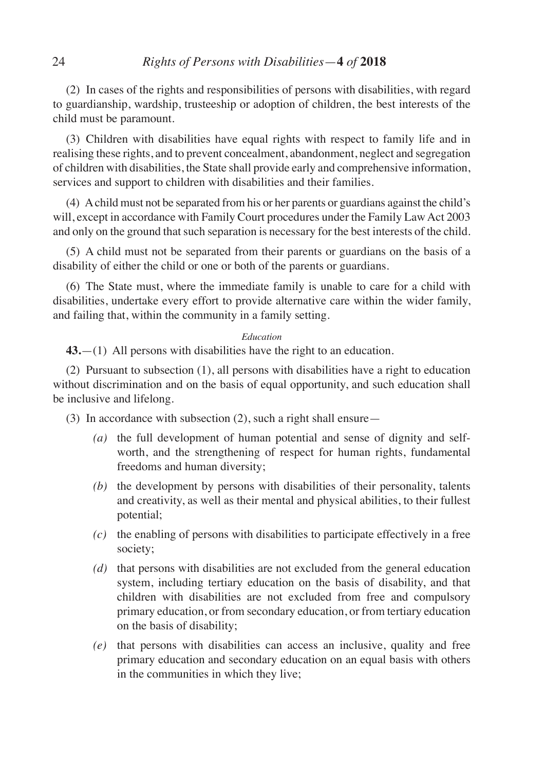(2) In cases of the rights and responsibilities of persons with disabilities, with regard to guardianship, wardship, trusteeship or adoption of children, the best interests of the child must be paramount.

(3) Children with disabilities have equal rights with respect to family life and in realising these rights, and to prevent concealment, abandonment, neglect and segregation of children with disabilities, the State shall provide early and comprehensive information, services and support to children with disabilities and their families.

(4) A child must not be separated from his or her parents or guardians against the child's will, except in accordance with Family Court procedures under the Family Law Act 2003 and only on the ground that such separation is necessary for the best interests of the child.

(5) A child must not be separated from their parents or guardians on the basis of a disability of either the child or one or both of the parents or guardians.

(6) The State must, where the immediate family is unable to care for a child with disabilities, undertake every effort to provide alternative care within the wider family, and failing that, within the community in a family setting.

*Education*

**43.**—(1) All persons with disabilities have the right to an education.

(2) Pursuant to subsection (1), all persons with disabilities have a right to education without discrimination and on the basis of equal opportunity, and such education shall be inclusive and lifelong.

(3) In accordance with subsection (2), such a right shall ensure—

*(a)* the full development of human potential and sense of dignity and self-worth, and the strengthening of respect for human rights, fundamental freedoms and human diversity;

*(b)* the development by persons with disabilities of their personality, talents and creativity, as well as their mental and physical abilities, to their fullest potential;

*(c)* the enabling of persons with disabilities to participate effectively in a free society;

*(d)* that persons with disabilities are not excluded from the general education system, including tertiary education on the basis of disability, and that children with disabilities are not excluded from free and compulsory primary education, or from secondary education, or from tertiary education on the basis of disability;

*(e)* that persons with disabilities can access an inclusive, quality and free primary education and secondary education on an equal basis with others in the communities in which they live;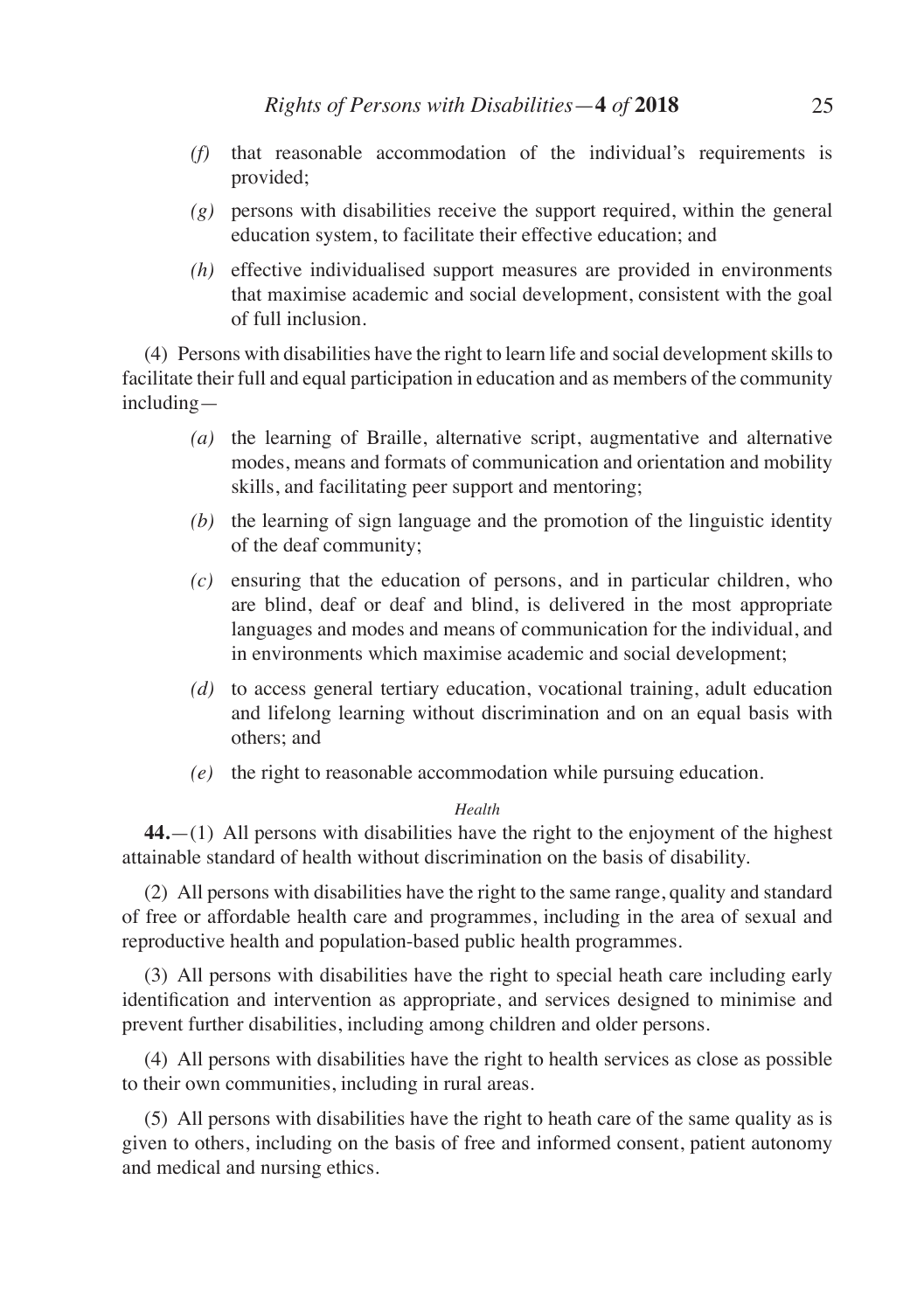*(f)* that reasonable accommodation of the individual's requirements is provided;

*(g)* persons with disabilities receive the support required, within the general education system, to facilitate their effective education; and

*(h)* effective individualised support measures are provided in environments that maximise academic and social development, consistent with the goal of full inclusion.

(4) Persons with disabilities have the right to learn life and social development skills to facilitate their full and equal participation in education and as members of the community including—

*(a)* the learning of Braille, alternative script, augmentative and alternative modes, means and formats of communication and orientation and mobility skills, and facilitating peer support and mentoring;

*(b)* the learning of sign language and the promotion of the linguistic identity of the deaf community;

*(c)* ensuring that the education of persons, and in particular children, who are blind, deaf or deaf and blind, is delivered in the most appropriate languages and modes and means of communication for the individual, and in environments which maximise academic and social development;

*(d)* to access general tertiary education, vocational training, adult education and lifelong learning without discrimination and on an equal basis with others; and

*(e)* the right to reasonable accommodation while pursuing education.

*Health*

**44.**—(1) All persons with disabilities have the right to the enjoyment of the highest attainable standard of health without discrimination on the basis of disability.

(2) All persons with disabilities have the right to the same range, quality and standard of free or affordable health care and programmes, including in the area of sexual and reproductive health and population-based public health programmes.

(3) All persons with disabilities have the right to special heath care including early identification and intervention as appropriate, and services designed to minimise and prevent further disabilities, including among children and older persons.

(4) All persons with disabilities have the right to health services as close as possible to their own communities, including in rural areas.

(5) All persons with disabilities have the right to heath care of the same quality as is given to others, including on the basis of free and informed consent, patient autonomy and medical and nursing ethics.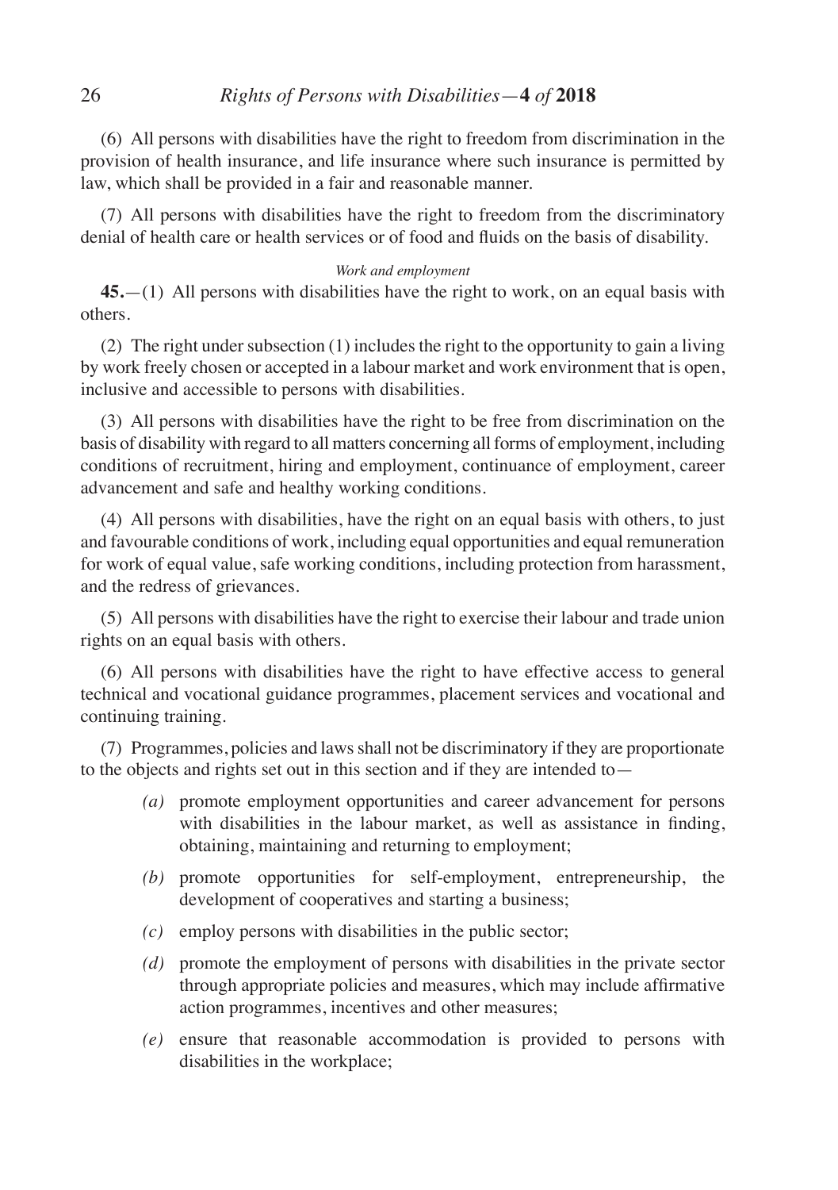(6) All persons with disabilities have the right to freedom from discrimination in the provision of health insurance, and life insurance where such insurance is permitted by law, which shall be provided in a fair and reasonable manner.

(7) All persons with disabilities have the right to freedom from the discriminatory denial of health care or health services or of food and fluids on the basis of disability.

*Work and employment*

**45.**—(1) All persons with disabilities have the right to work, on an equal basis with others.

(2) The right under subsection (1) includes the right to the opportunity to gain a living by work freely chosen or accepted in a labour market and work environment that is open, inclusive and accessible to persons with disabilities.

(3) All persons with disabilities have the right to be free from discrimination on the basis of disability with regard to all matters concerning all forms of employment, including conditions of recruitment, hiring and employment, continuance of employment, career advancement and safe and healthy working conditions.

(4) All persons with disabilities, have the right on an equal basis with others, to just and favourable conditions of work, including equal opportunities and equal remuneration for work of equal value, safe working conditions, including protection from harassment, and the redress of grievances.

(5) All persons with disabilities have the right to exercise their labour and trade union rights on an equal basis with others.

(6) All persons with disabilities have the right to have effective access to general technical and vocational guidance programmes, placement services and vocational and continuing training.

(7) Programmes, policies and laws shall not be discriminatory if they are proportionate to the objects and rights set out in this section and if they are intended to—

- *(a)* promote employment opportunities and career advancement for persons with disabilities in the labour market, as well as assistance in finding, obtaining, maintaining and returning to employment;
- *(b)* promote opportunities for self-employment, entrepreneurship, the development of cooperatives and starting a business;
- *(c)* employ persons with disabilities in the public sector;
- *(d)* promote the employment of persons with disabilities in the private sector through appropriate policies and measures, which may include affirmative action programmes, incentives and other measures;
- *(e)* ensure that reasonable accommodation is provided to persons with disabilities in the workplace;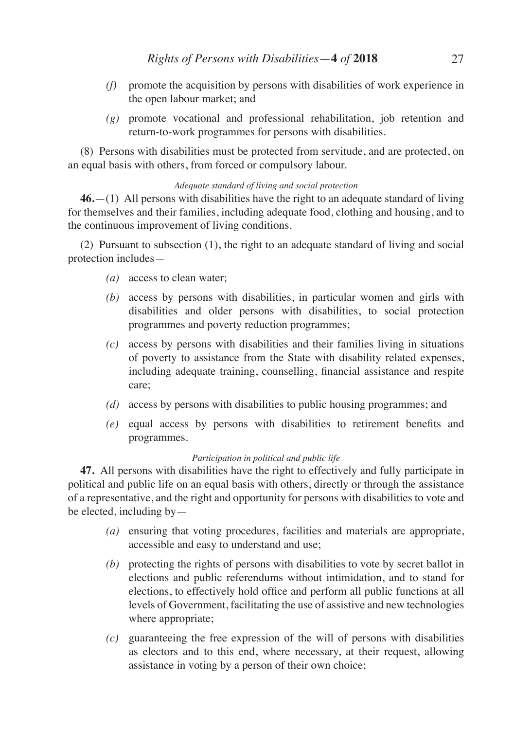*(f)* promote the acquisition by persons with disabilities of work experience in the open labour market; and

*(g)* promote vocational and professional rehabilitation, job retention and return-to-work programmes for persons with disabilities.

(8) Persons with disabilities must be protected from servitude, and are protected, on an equal basis with others, from forced or compulsory labour.

*Adequate standard of living and social protection*

**46.**—(1) All persons with disabilities have the right to an adequate standard of living for themselves and their families, including adequate food, clothing and housing, and to the continuous improvement of living conditions.

(2) Pursuant to subsection (1), the right to an adequate standard of living and social protection includes—

*(a)* access to clean water;

*(b)* access by persons with disabilities, in particular women and girls with disabilities and older persons with disabilities, to social protection programmes and poverty reduction programmes;

*(c)* access by persons with disabilities and their families living in situations of poverty to assistance from the State with disability related expenses, including adequate training, counselling, financial assistance and respite care;

*(d)* access by persons with disabilities to public housing programmes; and

*(e)* equal access by persons with disabilities to retirement benefits and programmes.

*Participation in political and public life*

**47.** All persons with disabilities have the right to effectively and fully participate in political and public life on an equal basis with others, directly or through the assistance of a representative, and the right and opportunity for persons with disabilities to vote and be elected, including by—

*(a)* ensuring that voting procedures, facilities and materials are appropriate, accessible and easy to understand and use;

*(b)* protecting the rights of persons with disabilities to vote by secret ballot in elections and public referendums without intimidation, and to stand for elections, to effectively hold office and perform all public functions at all levels of Government, facilitating the use of assistive and new technologies where appropriate;

*(c)* guaranteeing the free expression of the will of persons with disabilities as electors and to this end, where necessary, at their request, allowing assistance in voting by a person of their own choice;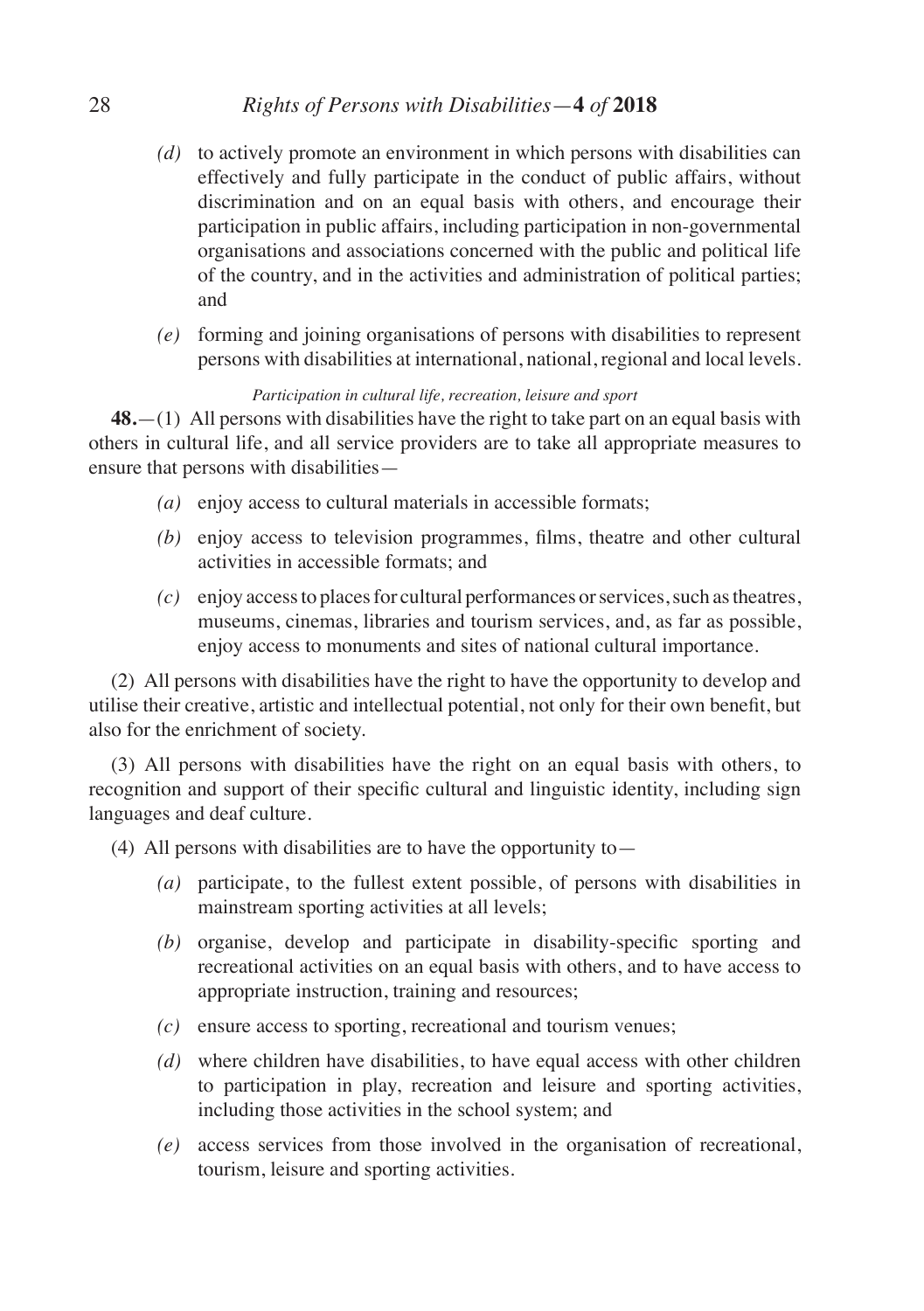*(d)* to actively promote an environment in which persons with disabilities can effectively and fully participate in the conduct of public affairs, without discrimination and on an equal basis with others, and encourage their participation in public affairs, including participation in non-governmental organisations and associations concerned with the public and political life of the country, and in the activities and administration of political parties; and

*(e)* forming and joining organisations of persons with disabilities to represent persons with disabilities at international, national, regional and local levels.

*Participation in cultural life, recreation, leisure and sport*

**48.**—(1) All persons with disabilities have the right to take part on an equal basis with others in cultural life, and all service providers are to take all appropriate measures to ensure that persons with disabilities—

*(a)* enjoy access to cultural materials in accessible formats;

*(b)* enjoy access to television programmes, films, theatre and other cultural activities in accessible formats; and

*(c)* enjoy access to places for cultural performances or services, such as theatres, museums, cinemas, libraries and tourism services, and, as far as possible, enjoy access to monuments and sites of national cultural importance.

(2) All persons with disabilities have the right to have the opportunity to develop and utilise their creative, artistic and intellectual potential, not only for their own benefit, but also for the enrichment of society.

(3) All persons with disabilities have the right on an equal basis with others, to recognition and support of their specific cultural and linguistic identity, including sign languages and deaf culture.

(4) All persons with disabilities are to have the opportunity to—

*(a)* participate, to the fullest extent possible, of persons with disabilities in mainstream sporting activities at all levels;

*(b)* organise, develop and participate in disability-specific sporting and recreational activities on an equal basis with others, and to have access to appropriate instruction, training and resources;

*(c)* ensure access to sporting, recreational and tourism venues;

*(d)* where children have disabilities, to have equal access with other children to participation in play, recreation and leisure and sporting activities, including those activities in the school system; and

*(e)* access services from those involved in the organisation of recreational, tourism, leisure and sporting activities.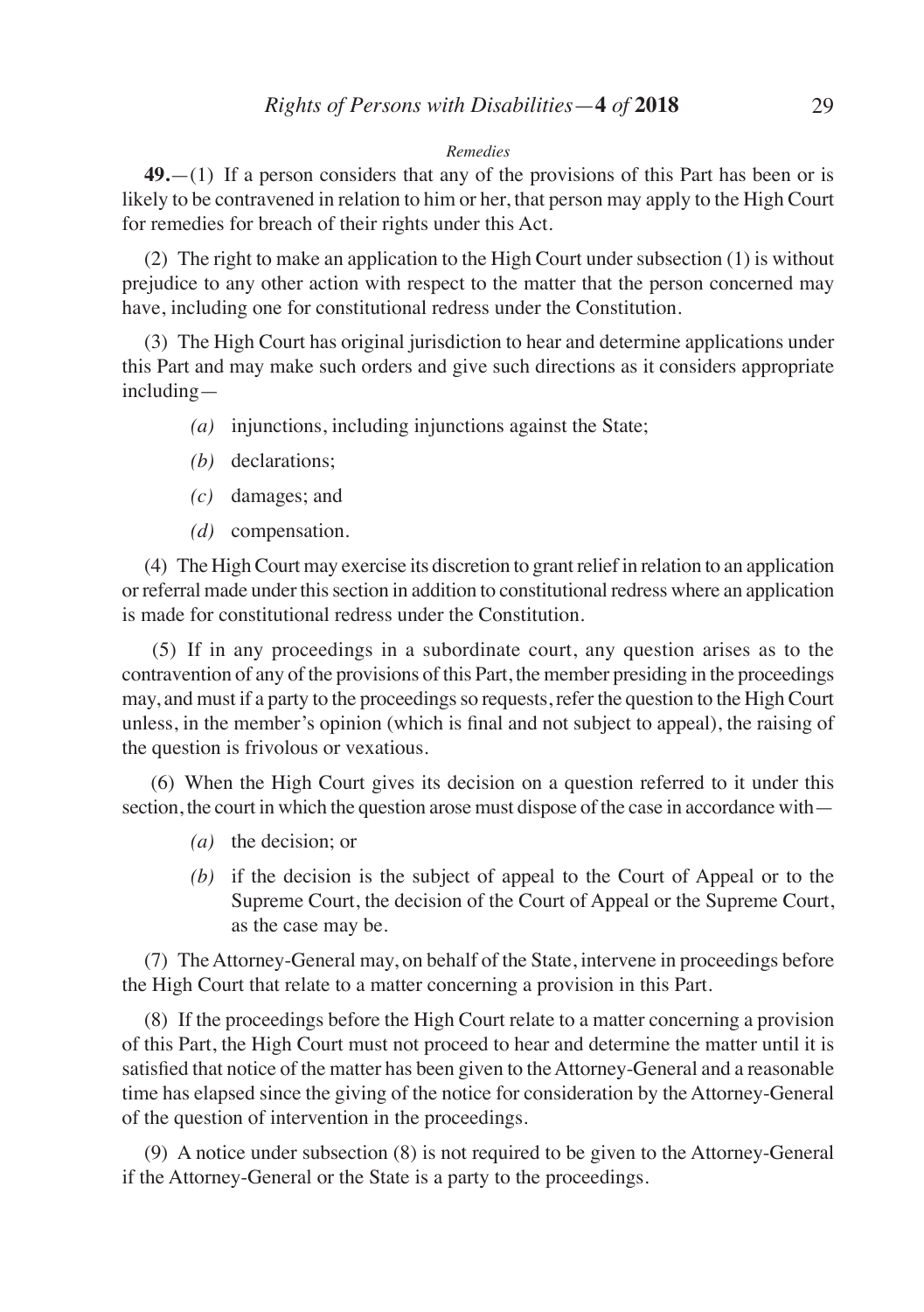*Remedies*

**49.**—(1) If a person considers that any of the provisions of this Part has been or is likely to be contravened in relation to him or her, that person may apply to the High Court for remedies for breach of their rights under this Act.

(2) The right to make an application to the High Court under subsection (1) is without prejudice to any other action with respect to the matter that the person concerned may have, including one for constitutional redress under the Constitution.

(3) The High Court has original jurisdiction to hear and determine applications under this Part and may make such orders and give such directions as it considers appropriate including—

- *(a)* injunctions, including injunctions against the State;
- *(b)* declarations;
- *(c)* damages; and
- *(d)* compensation.

(4) The High Court may exercise its discretion to grant relief in relation to an application or referral made under this section in addition to constitutional redress where an application is made for constitutional redress under the Constitution.

(5) If in any proceedings in a subordinate court, any question arises as to the contravention of any of the provisions of this Part, the member presiding in the proceedings may, and must if a party to the proceedings so requests, refer the question to the High Court unless, in the member's opinion (which is final and not subject to appeal), the raising of the question is frivolous or vexatious.

(6) When the High Court gives its decision on a question referred to it under this section, the court in which the question arose must dispose of the case in accordance with—

- *(a)* the decision; or
- *(b)* if the decision is the subject of appeal to the Court of Appeal or to the Supreme Court, the decision of the Court of Appeal or the Supreme Court, as the case may be.

(7) The Attorney-General may, on behalf of the State, intervene in proceedings before the High Court that relate to a matter concerning a provision in this Part.

(8) If the proceedings before the High Court relate to a matter concerning a provision of this Part, the High Court must not proceed to hear and determine the matter until it is satisfied that notice of the matter has been given to the Attorney-General and a reasonable time has elapsed since the giving of the notice for consideration by the Attorney-General of the question of intervention in the proceedings.

(9) A notice under subsection (8) is not required to be given to the Attorney-General if the Attorney-General or the State is a party to the proceedings.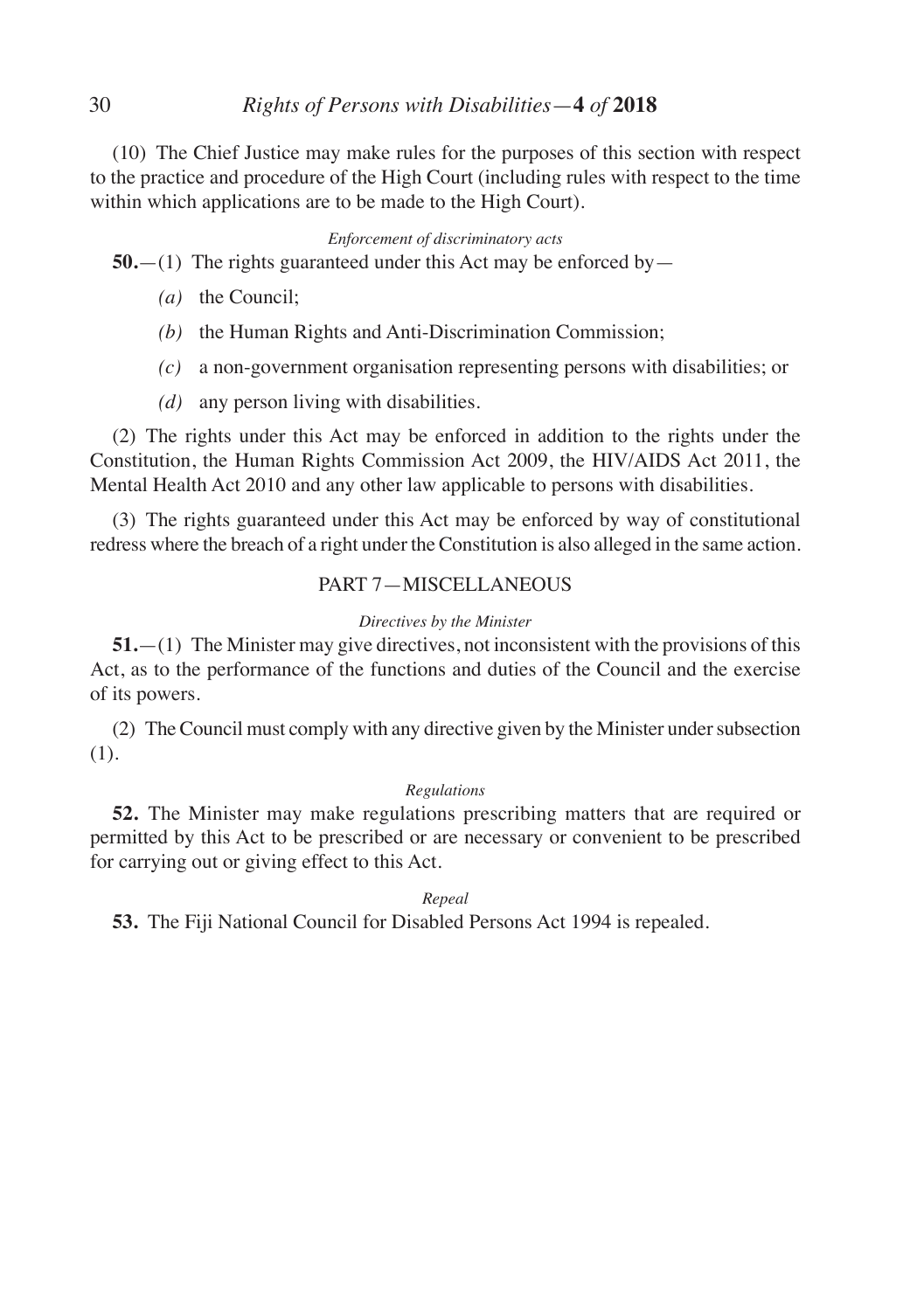(10) The Chief Justice may make rules for the purposes of this section with respect to the practice and procedure of the High Court (including rules with respect to the time within which applications are to be made to the High Court).

*Enforcement of discriminatory acts*

**50.**—(1) The rights guaranteed under this Act may be enforced by—

*(a)* the Council;

*(b)* the Human Rights and Anti-Discrimination Commission;

*(c)* a non-government organisation representing persons with disabilities; or

*(d)* any person living with disabilities.

(2) The rights under this Act may be enforced in addition to the rights under the Constitution, the Human Rights Commission Act 2009, the HIV/AIDS Act 2011, the Mental Health Act 2010 and any other law applicable to persons with disabilities.

(3) The rights guaranteed under this Act may be enforced by way of constitutional redress where the breach of a right under the Constitution is also alleged in the same action.

## PART 7—MISCELLANEOUS

*Directives by the Minister*

**51.**—(1) The Minister may give directives, not inconsistent with the provisions of this Act, as to the performance of the functions and duties of the Council and the exercise of its powers.

(2) The Council must comply with any directive given by the Minister under subsection (1).

*Regulations*

**52.** The Minister may make regulations prescribing matters that are required or permitted by this Act to be prescribed or are necessary or convenient to be prescribed for carrying out or giving effect to this Act.

*Repeal*

**53.** The Fiji National Council for Disabled Persons Act 1994 is repealed.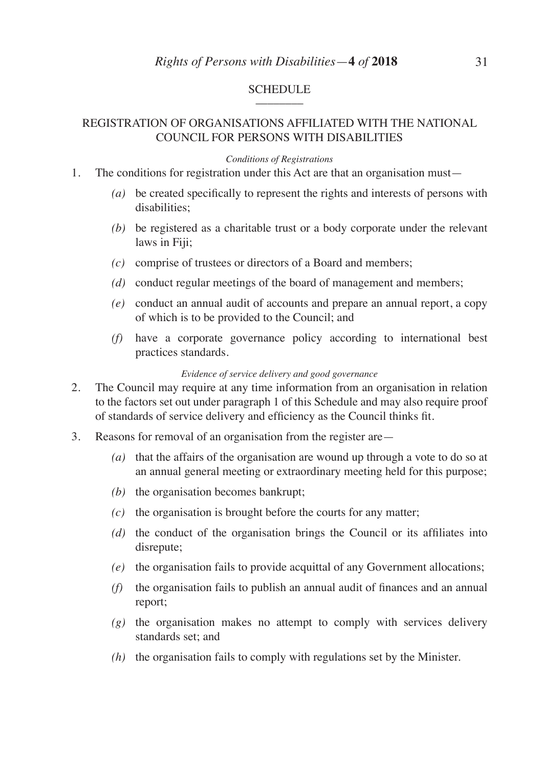## SCHEDULE

### REGISTRATION OF ORGANISATIONS AFFILIATED WITH THE NATIONAL COUNCIL FOR PERSONS WITH DISABILITIES

*Conditions of Registrations*

1. The conditions for registration under this Act are that an organisation must—

   *(a)* be created specifically to represent the rights and interests of persons with disabilities;

   *(b)* be registered as a charitable trust or a body corporate under the relevant laws in Fiji;

   *(c)* comprise of trustees or directors of a Board and members;

   *(d)* conduct regular meetings of the board of management and members;

   *(e)* conduct an annual audit of accounts and prepare an annual report, a copy of which is to be provided to the Council; and

   *(f)* have a corporate governance policy according to international best practices standards.

*Evidence of service delivery and good governance*

2. The Council may require at any time information from an organisation in relation to the factors set out under paragraph 1 of this Schedule and may also require proof of standards of service delivery and efficiency as the Council thinks fit.

3. Reasons for removal of an organisation from the register are—

   *(a)* that the affairs of the organisation are wound up through a vote to do so at an annual general meeting or extraordinary meeting held for this purpose;

   *(b)* the organisation becomes bankrupt;

   *(c)* the organisation is brought before the courts for any matter;

   *(d)* the conduct of the organisation brings the Council or its affiliates into disrepute;

   *(e)* the organisation fails to provide acquittal of any Government allocations;

   *(f)* the organisation fails to publish an annual audit of finances and an annual report;

   *(g)* the organisation makes no attempt to comply with services delivery standards set; and

   *(h)* the organisation fails to comply with regulations set by the Minister.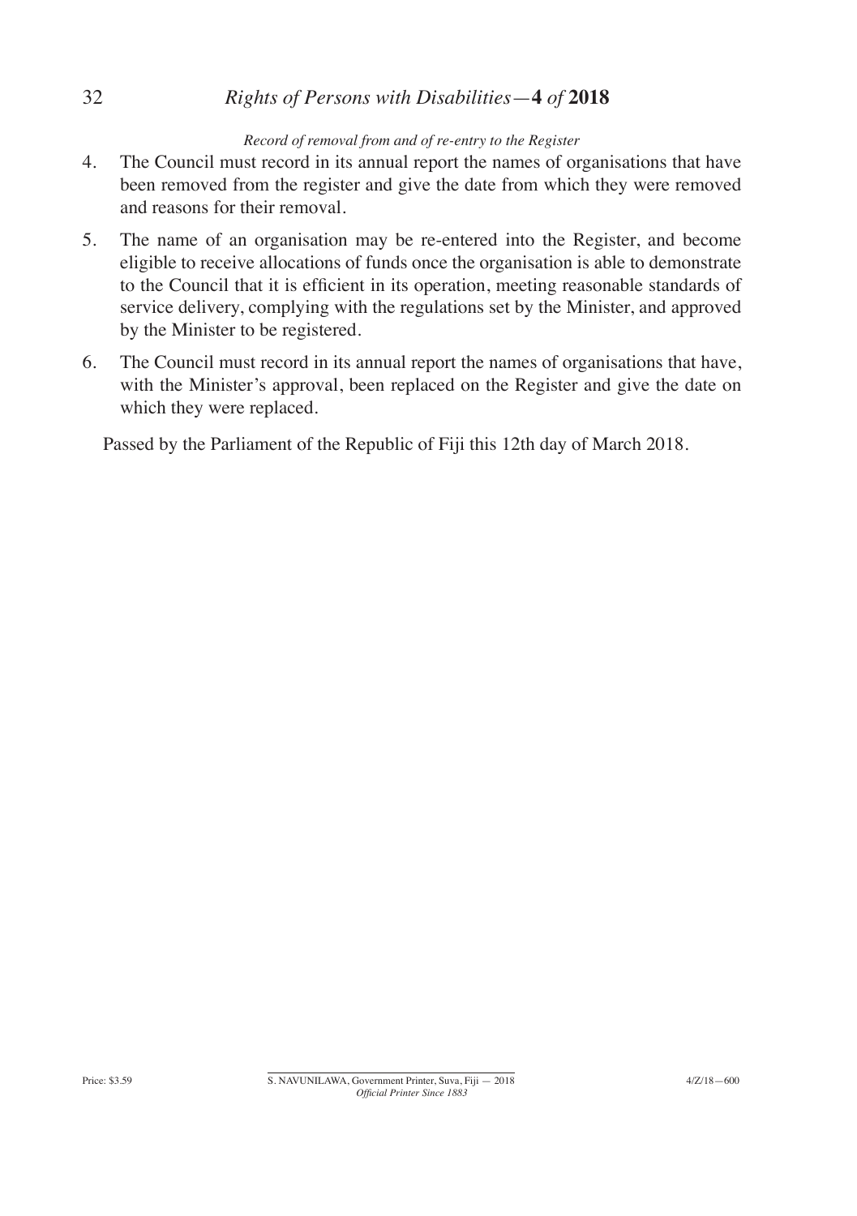*Record of removal from and of re-entry to the Register*

4. The Council must record in its annual report the names of organisations that have been removed from the register and give the date from which they were removed and reasons for their removal.

5. The name of an organisation may be re-entered into the Register, and become eligible to receive allocations of funds once the organisation is able to demonstrate to the Council that it is efficient in its operation, meeting reasonable standards of service delivery, complying with the regulations set by the Minister, and approved by the Minister to be registered.

6. The Council must record in its annual report the names of organisations that have, with the Minister's approval, been replaced on the Register and give the date on which they were replaced.

Passed by the Parliament of the Republic of Fiji this 12th day of March 2018.

Price: $3.59

S. NAVUNILAWA, Government Printer, Suva, Fiji — 2018
*Official Printer Since 1883*

4/Z/18—600